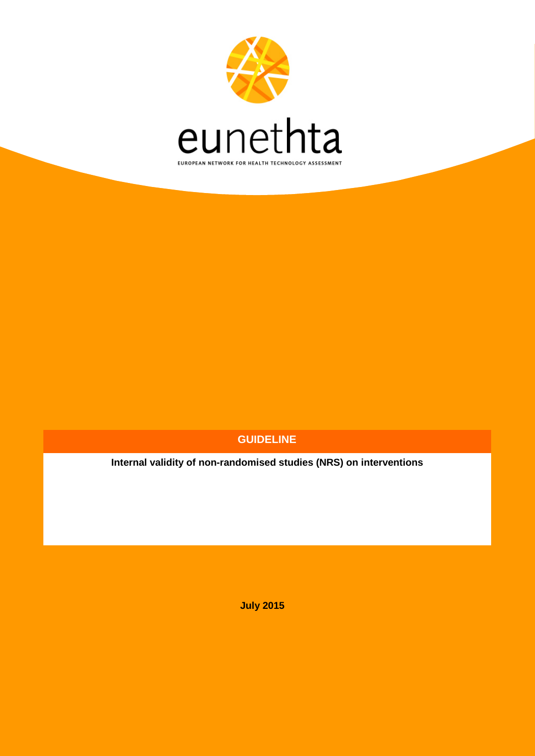eunethta

EUROPEAN NETWORK FOR HEALTH TECHNOLOGY ASSESSMENT

# GUIDELINE

**Internal validity of non-randomised studies (NRS) on interventions**

**July 2015**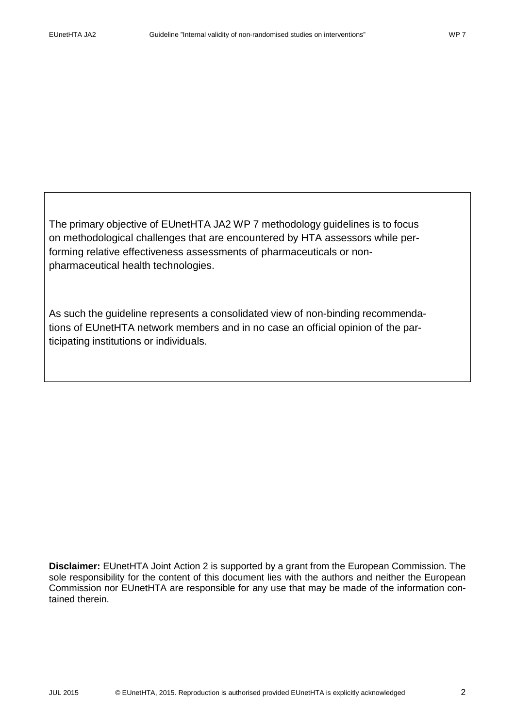The primary objective of EUnetHTA JA2 WP 7 methodology guidelines is to focus on methodological challenges that are encountered by HTA assessors while performing relative effectiveness assessments of pharmaceuticals or non-pharmaceutical health technologies.

As such the guideline represents a consolidated view of non-binding recommendations of EUnetHTA network members and in no case an official opinion of the participating institutions or individuals.

**Disclaimer:** EUnetHTA Joint Action 2 is supported by a grant from the European Commission. The sole responsibility for the content of this document lies with the authors and neither the European Commission nor EUnetHTA are responsible for any use that may be made of the information contained therein.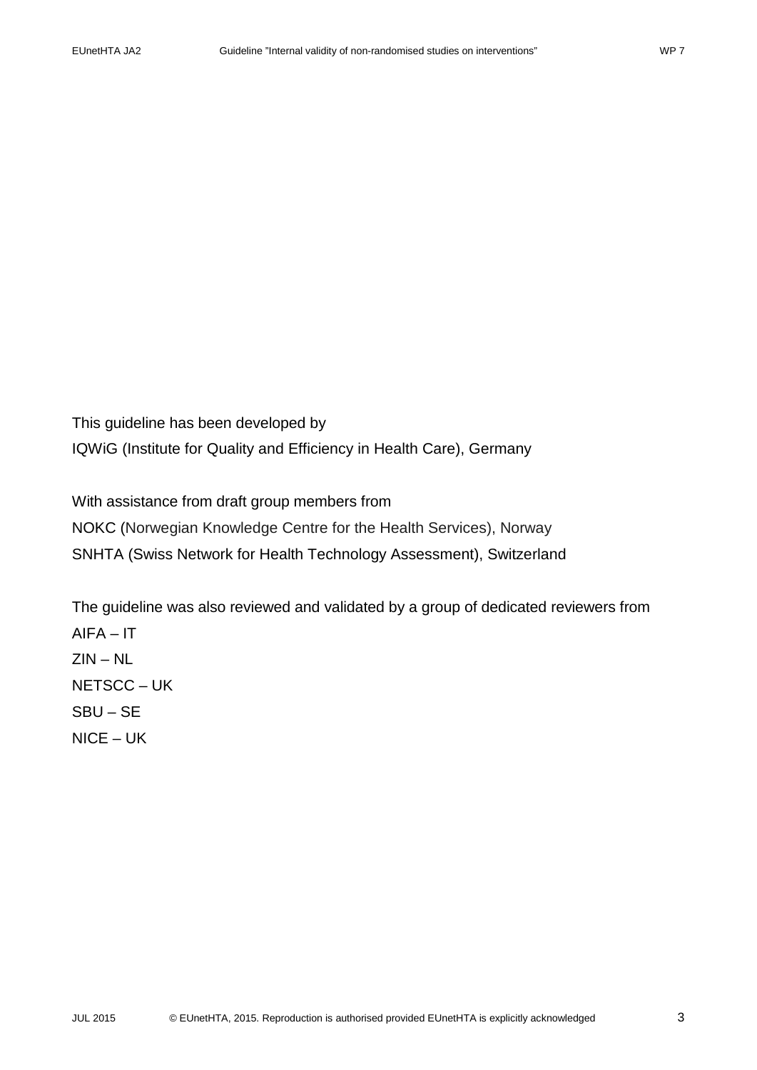This guideline has been developed by
IQWiG (Institute for Quality and Efficiency in Health Care), Germany

With assistance from draft group members from
NOKC (Norwegian Knowledge Centre for the Health Services), Norway
SNHTA (Swiss Network for Health Technology Assessment), Switzerland

The guideline was also reviewed and validated by a group of dedicated reviewers from
AIFA – IT
ZIN – NL
NETSCC – UK
SBU – SE
NICE – UK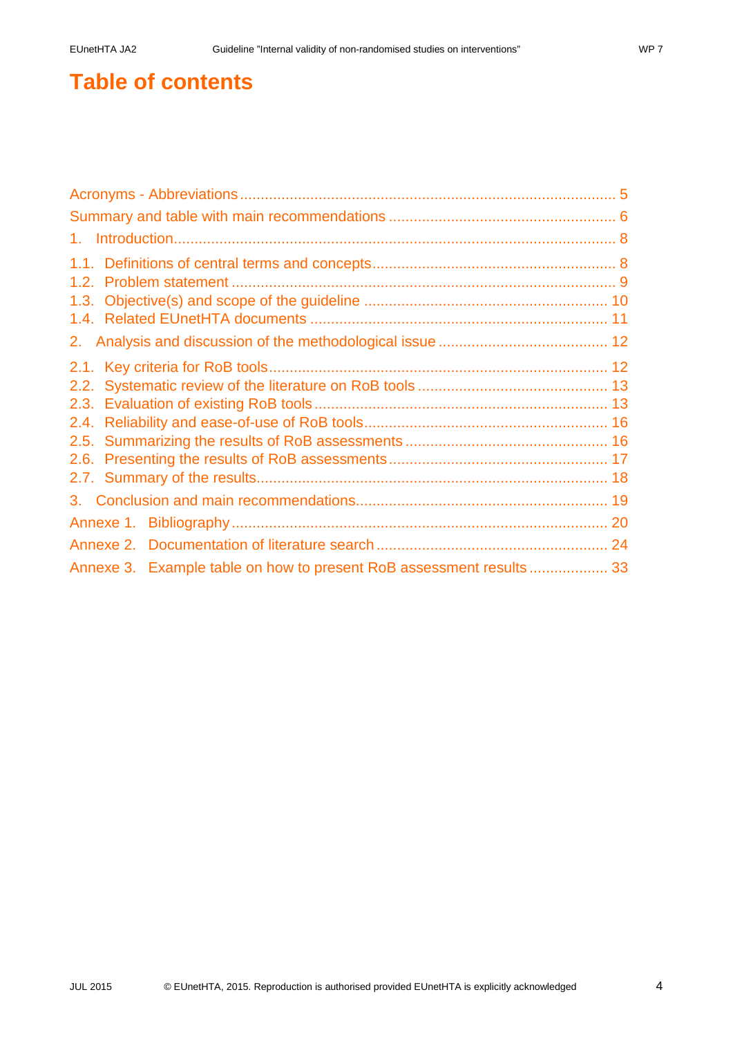# Table of contents

Acronyms - Abbreviations ........................................................................................ 5
Summary and table with main recommendations ...................................................... 6
1. Introduction ......................................................................................................... 8
1.1. Definitions of central terms and concepts ......................................................... 8
1.2. Problem statement .......................................................................................... 9
1.3. Objective(s) and scope of the guideline .......................................................... 10
1.4. Related EUnetHTA documents ...................................................................... 11
2. Analysis and discussion of the methodological issue ........................................ 12
2.1. Key criteria for RoB tools ................................................................................ 12
2.2. Systematic review of the literature on RoB tools ............................................. 13
2.3. Evaluation of existing RoB tools ...................................................................... 13
2.4. Reliability and ease-of-use of RoB tools .......................................................... 16
2.5. Summarizing the results of RoB assessments ................................................ 16
2.6. Presenting the results of RoB assessments .................................................... 17
2.7. Summary of the results ................................................................................... 18
3. Conclusion and main recommendations ............................................................. 19
Annexe 1. Bibliography ........................................................................................... 20
Annexe 2. Documentation of literature search ....................................................... 24
Annexe 3. Example table on how to present RoB assessment results ................... 33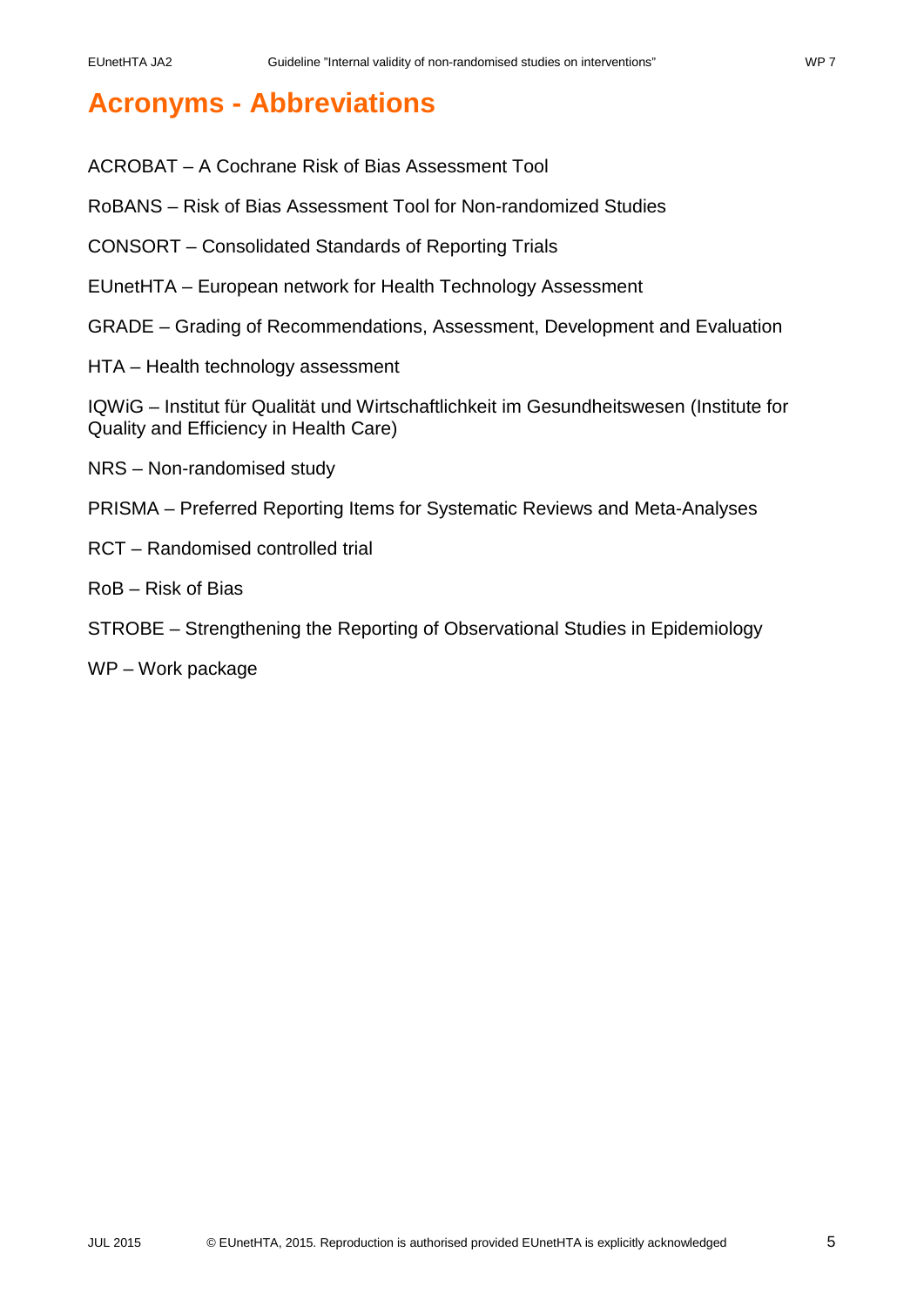# Acronyms - Abbreviations

ACROBAT – A Cochrane Risk of Bias Assessment Tool

RoBANS – Risk of Bias Assessment Tool for Non-randomized Studies

CONSORT – Consolidated Standards of Reporting Trials

EUnetHTA – European network for Health Technology Assessment

GRADE – Grading of Recommendations, Assessment, Development and Evaluation

HTA – Health technology assessment

IQWiG – Institut für Qualität und Wirtschaftlichkeit im Gesundheitswesen (Institute for Quality and Efficiency in Health Care)

NRS – Non-randomised study

PRISMA – Preferred Reporting Items for Systematic Reviews and Meta-Analyses

RCT – Randomised controlled trial

RoB – Risk of Bias

STROBE – Strengthening the Reporting of Observational Studies in Epidemiology

WP – Work package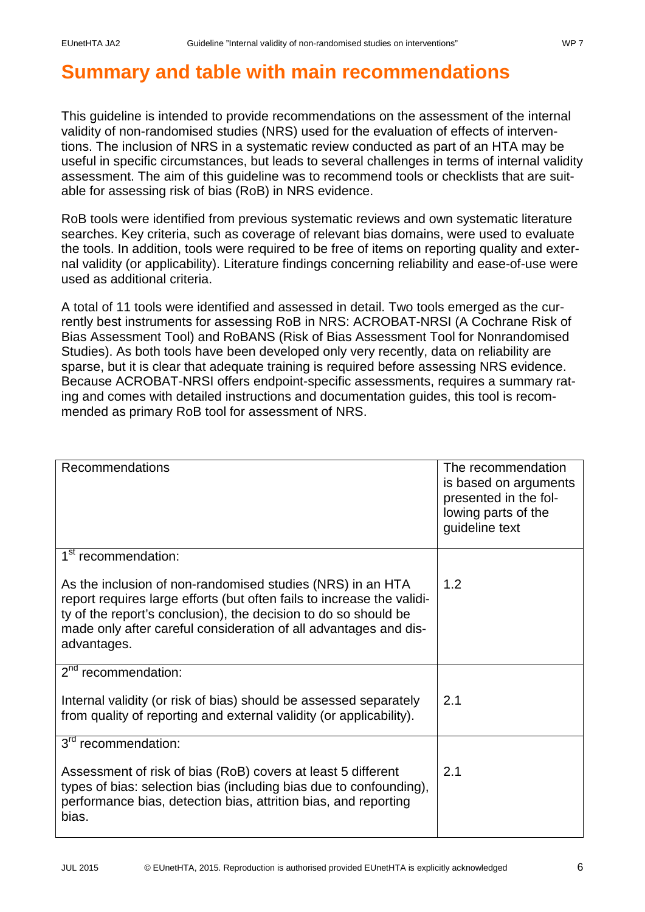# Summary and table with main recommendations

This guideline is intended to provide recommendations on the assessment of the internal validity of non-randomised studies (NRS) used for the evaluation of effects of interventions. The inclusion of NRS in a systematic review conducted as part of an HTA may be useful in specific circumstances, but leads to several challenges in terms of internal validity assessment. The aim of this guideline was to recommend tools or checklists that are suitable for assessing risk of bias (RoB) in NRS evidence.

RoB tools were identified from previous systematic reviews and own systematic literature searches. Key criteria, such as coverage of relevant bias domains, were used to evaluate the tools. In addition, tools were required to be free of items on reporting quality and external validity (or applicability). Literature findings concerning reliability and ease-of-use were used as additional criteria.

A total of 11 tools were identified and assessed in detail. Two tools emerged as the currently best instruments for assessing RoB in NRS: ACROBAT-NRSI (A Cochrane Risk of Bias Assessment Tool) and RoBANS (Risk of Bias Assessment Tool for Nonrandomised Studies). As both tools have been developed only very recently, data on reliability are sparse, but it is clear that adequate training is required before assessing NRS evidence. Because ACROBAT-NRSI offers endpoint-specific assessments, requires a summary rating and comes with detailed instructions and documentation guides, this tool is recommended as primary RoB tool for assessment of NRS.

| Recommendations | The recommendation is based on arguments presented in the following parts of the guideline text |
|---|---|
| 1st recommendation:<br><br>As the inclusion of non-randomised studies (NRS) in an HTA report requires large efforts (but often fails to increase the validity of the report's conclusion), the decision to do so should be made only after careful consideration of all advantages and disadvantages. | 1.2 |
| 2nd recommendation:<br><br>Internal validity (or risk of bias) should be assessed separately from quality of reporting and external validity (or applicability). | 2.1 |
| 3rd recommendation:<br><br>Assessment of risk of bias (RoB) covers at least 5 different types of bias: selection bias (including bias due to confounding), performance bias, detection bias, attrition bias, and reporting bias. | 2.1 |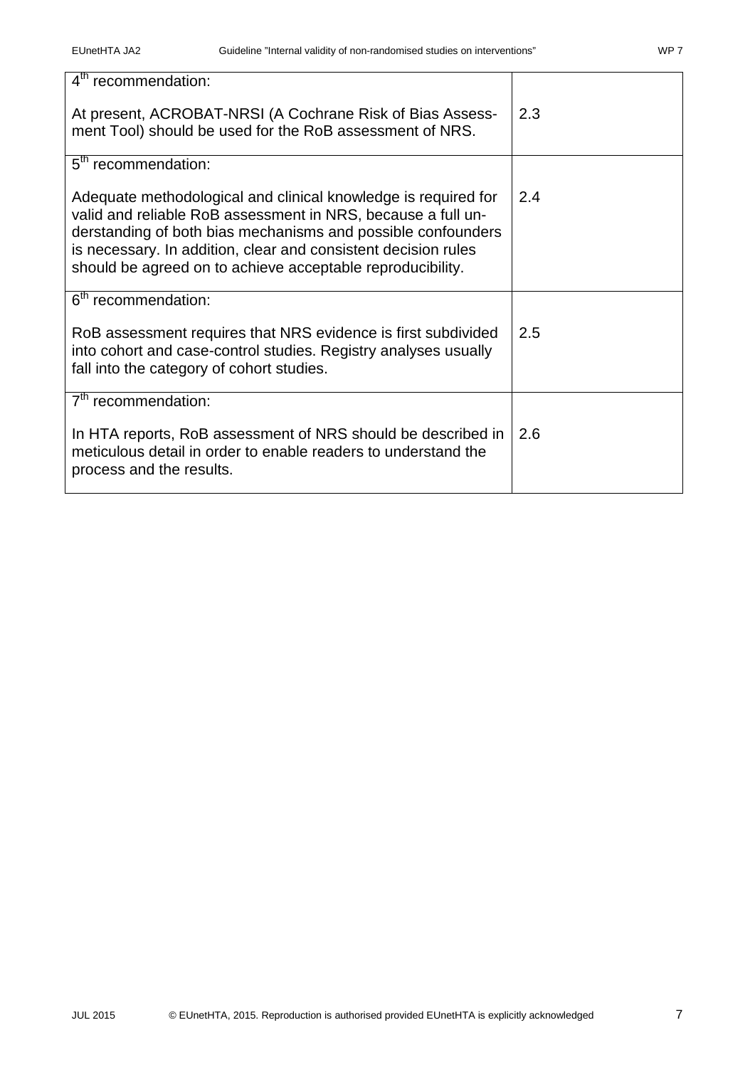| | |
|---|---|
| 4th recommendation:<br><br>At present, ACROBAT-NRSI (A Cochrane Risk of Bias Assessment Tool) should be used for the RoB assessment of NRS. | 2.3 |
| 5th recommendation:<br><br>Adequate methodological and clinical knowledge is required for valid and reliable RoB assessment in NRS, because a full understanding of both bias mechanisms and possible confounders is necessary. In addition, clear and consistent decision rules should be agreed on to achieve acceptable reproducibility. | 2.4 |
| 6th recommendation:<br><br>RoB assessment requires that NRS evidence is first subdivided into cohort and case-control studies. Registry analyses usually fall into the category of cohort studies. | 2.5 |
| 7th recommendation:<br><br>In HTA reports, RoB assessment of NRS should be described in meticulous detail in order to enable readers to understand the process and the results. | 2.6 |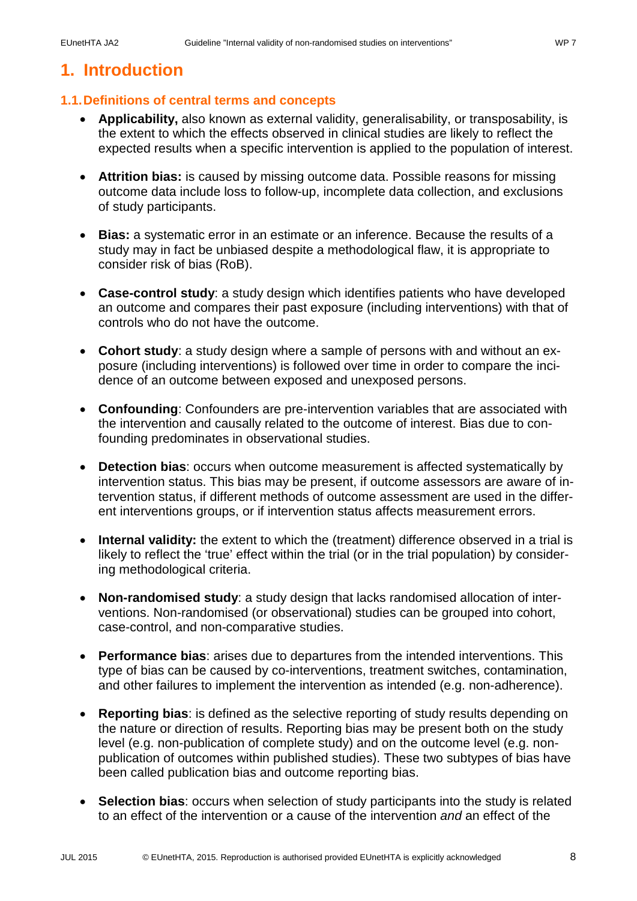# 1. Introduction

## 1.1. Definitions of central terms and concepts

- **Applicability,** also known as external validity, generalisability, or transposability, is the extent to which the effects observed in clinical studies are likely to reflect the expected results when a specific intervention is applied to the population of interest.

- **Attrition bias:** is caused by missing outcome data. Possible reasons for missing outcome data include loss to follow-up, incomplete data collection, and exclusions of study participants.

- **Bias:** a systematic error in an estimate or an inference. Because the results of a study may in fact be unbiased despite a methodological flaw, it is appropriate to consider risk of bias (RoB).

- **Case-control study**: a study design which identifies patients who have developed an outcome and compares their past exposure (including interventions) with that of controls who do not have the outcome.

- **Cohort study**: a study design where a sample of persons with and without an exposure (including interventions) is followed over time in order to compare the incidence of an outcome between exposed and unexposed persons.

- **Confounding**: Confounders are pre-intervention variables that are associated with the intervention and causally related to the outcome of interest. Bias due to confounding predominates in observational studies.

- **Detection bias**: occurs when outcome measurement is affected systematically by intervention status. This bias may be present, if outcome assessors are aware of intervention status, if different methods of outcome assessment are used in the different interventions groups, or if intervention status affects measurement errors.

- **Internal validity:** the extent to which the (treatment) difference observed in a trial is likely to reflect the 'true' effect within the trial (or in the trial population) by considering methodological criteria.

- **Non-randomised study**: a study design that lacks randomised allocation of interventions. Non-randomised (or observational) studies can be grouped into cohort, case-control, and non-comparative studies.

- **Performance bias**: arises due to departures from the intended interventions. This type of bias can be caused by co-interventions, treatment switches, contamination, and other failures to implement the intervention as intended (e.g. non-adherence).

- **Reporting bias**: is defined as the selective reporting of study results depending on the nature or direction of results. Reporting bias may be present both on the study level (e.g. non-publication of complete study) and on the outcome level (e.g. non-publication of outcomes within published studies). These two subtypes of bias have been called publication bias and outcome reporting bias.

- **Selection bias**: occurs when selection of study participants into the study is related to an effect of the intervention or a cause of the intervention *and* an effect of the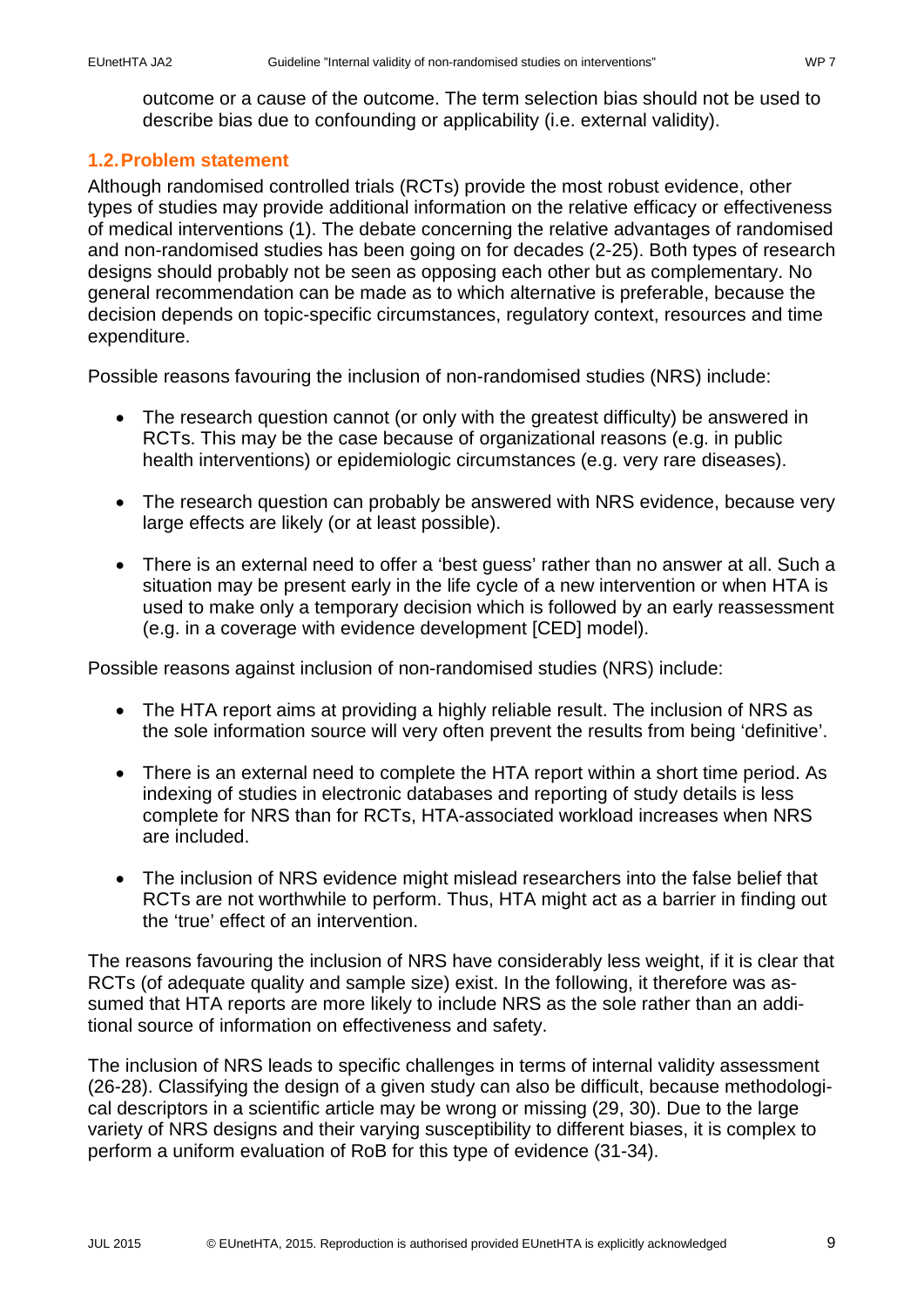outcome or a cause of the outcome. The term selection bias should not be used to describe bias due to confounding or applicability (i.e. external validity).

## 1.2. Problem statement

Although randomised controlled trials (RCTs) provide the most robust evidence, other types of studies may provide additional information on the relative efficacy or effectiveness of medical interventions (1). The debate concerning the relative advantages of randomised and non-randomised studies has been going on for decades (2-25). Both types of research designs should probably not be seen as opposing each other but as complementary. No general recommendation can be made as to which alternative is preferable, because the decision depends on topic-specific circumstances, regulatory context, resources and time expenditure.

Possible reasons favouring the inclusion of non-randomised studies (NRS) include:

- The research question cannot (or only with the greatest difficulty) be answered in RCTs. This may be the case because of organizational reasons (e.g. in public health interventions) or epidemiologic circumstances (e.g. very rare diseases).
- The research question can probably be answered with NRS evidence, because very large effects are likely (or at least possible).
- There is an external need to offer a 'best guess' rather than no answer at all. Such a situation may be present early in the life cycle of a new intervention or when HTA is used to make only a temporary decision which is followed by an early reassessment (e.g. in a coverage with evidence development [CED] model).

Possible reasons against inclusion of non-randomised studies (NRS) include:

- The HTA report aims at providing a highly reliable result. The inclusion of NRS as the sole information source will very often prevent the results from being 'definitive'.
- There is an external need to complete the HTA report within a short time period. As indexing of studies in electronic databases and reporting of study details is less complete for NRS than for RCTs, HTA-associated workload increases when NRS are included.
- The inclusion of NRS evidence might mislead researchers into the false belief that RCTs are not worthwhile to perform. Thus, HTA might act as a barrier in finding out the 'true' effect of an intervention.

The reasons favouring the inclusion of NRS have considerably less weight, if it is clear that RCTs (of adequate quality and sample size) exist. In the following, it therefore was assumed that HTA reports are more likely to include NRS as the sole rather than an additional source of information on effectiveness and safety.

The inclusion of NRS leads to specific challenges in terms of internal validity assessment (26-28). Classifying the design of a given study can also be difficult, because methodological descriptors in a scientific article may be wrong or missing (29, 30). Due to the large variety of NRS designs and their varying susceptibility to different biases, it is complex to perform a uniform evaluation of RoB for this type of evidence (31-34).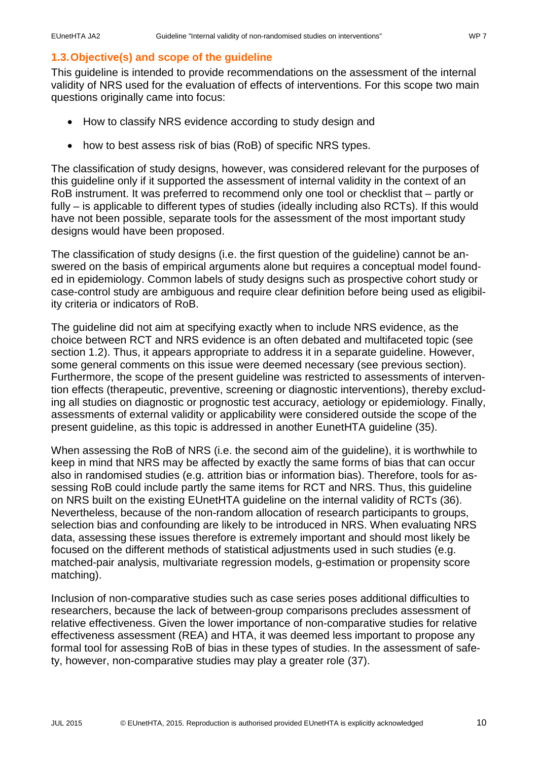### 1.3. Objective(s) and scope of the guideline

This guideline is intended to provide recommendations on the assessment of the internal validity of NRS used for the evaluation of effects of interventions. For this scope two main questions originally came into focus:

- How to classify NRS evidence according to study design and
- how to best assess risk of bias (RoB) of specific NRS types.

The classification of study designs, however, was considered relevant for the purposes of this guideline only if it supported the assessment of internal validity in the context of an RoB instrument. It was preferred to recommend only one tool or checklist that – partly or fully – is applicable to different types of studies (ideally including also RCTs). If this would have not been possible, separate tools for the assessment of the most important study designs would have been proposed.

The classification of study designs (i.e. the first question of the guideline) cannot be answered on the basis of empirical arguments alone but requires a conceptual model founded in epidemiology. Common labels of study designs such as prospective cohort study or case-control study are ambiguous and require clear definition before being used as eligibility criteria or indicators of RoB.

The guideline did not aim at specifying exactly when to include NRS evidence, as the choice between RCT and NRS evidence is an often debated and multifaceted topic (see section 1.2). Thus, it appears appropriate to address it in a separate guideline. However, some general comments on this issue were deemed necessary (see previous section). Furthermore, the scope of the present guideline was restricted to assessments of intervention effects (therapeutic, preventive, screening or diagnostic interventions), thereby excluding all studies on diagnostic or prognostic test accuracy, aetiology or epidemiology. Finally, assessments of external validity or applicability were considered outside the scope of the present guideline, as this topic is addressed in another EunetHTA guideline (35).

When assessing the RoB of NRS (i.e. the second aim of the guideline), it is worthwhile to keep in mind that NRS may be affected by exactly the same forms of bias that can occur also in randomised studies (e.g. attrition bias or information bias). Therefore, tools for assessing RoB could include partly the same items for RCT and NRS. Thus, this guideline on NRS built on the existing EUnetHTA guideline on the internal validity of RCTs (36). Nevertheless, because of the non-random allocation of research participants to groups, selection bias and confounding are likely to be introduced in NRS. When evaluating NRS data, assessing these issues therefore is extremely important and should most likely be focused on the different methods of statistical adjustments used in such studies (e.g. matched-pair analysis, multivariate regression models, g-estimation or propensity score matching).

Inclusion of non-comparative studies such as case series poses additional difficulties to researchers, because the lack of between-group comparisons precludes assessment of relative effectiveness. Given the lower importance of non-comparative studies for relative effectiveness assessment (REA) and HTA, it was deemed less important to propose any formal tool for assessing RoB of bias in these types of studies. In the assessment of safety, however, non-comparative studies may play a greater role (37).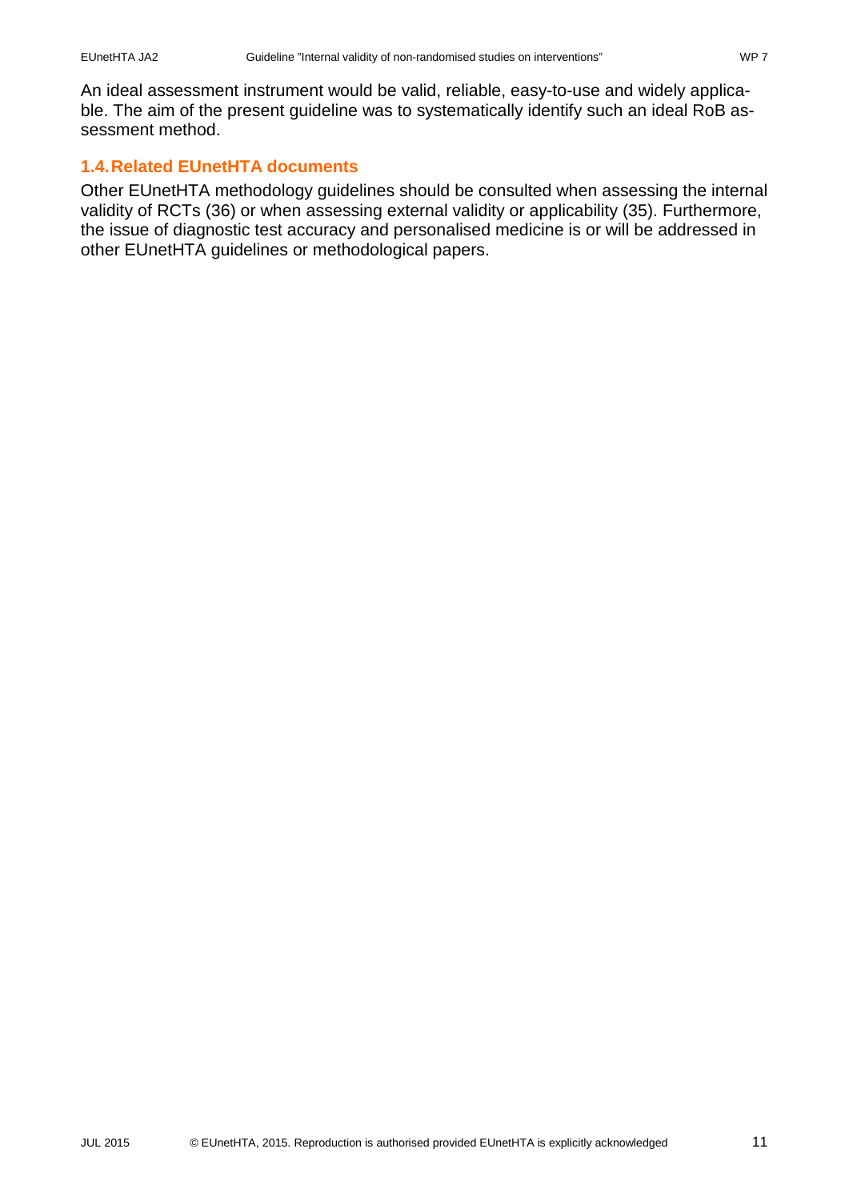An ideal assessment instrument would be valid, reliable, easy-to-use and widely applicable. The aim of the present guideline was to systematically identify such an ideal RoB assessment method.

## 1.4. Related EUnetHTA documents

Other EUnetHTA methodology guidelines should be consulted when assessing the internal validity of RCTs (36) or when assessing external validity or applicability (35). Furthermore, the issue of diagnostic test accuracy and personalised medicine is or will be addressed in other EUnetHTA guidelines or methodological papers.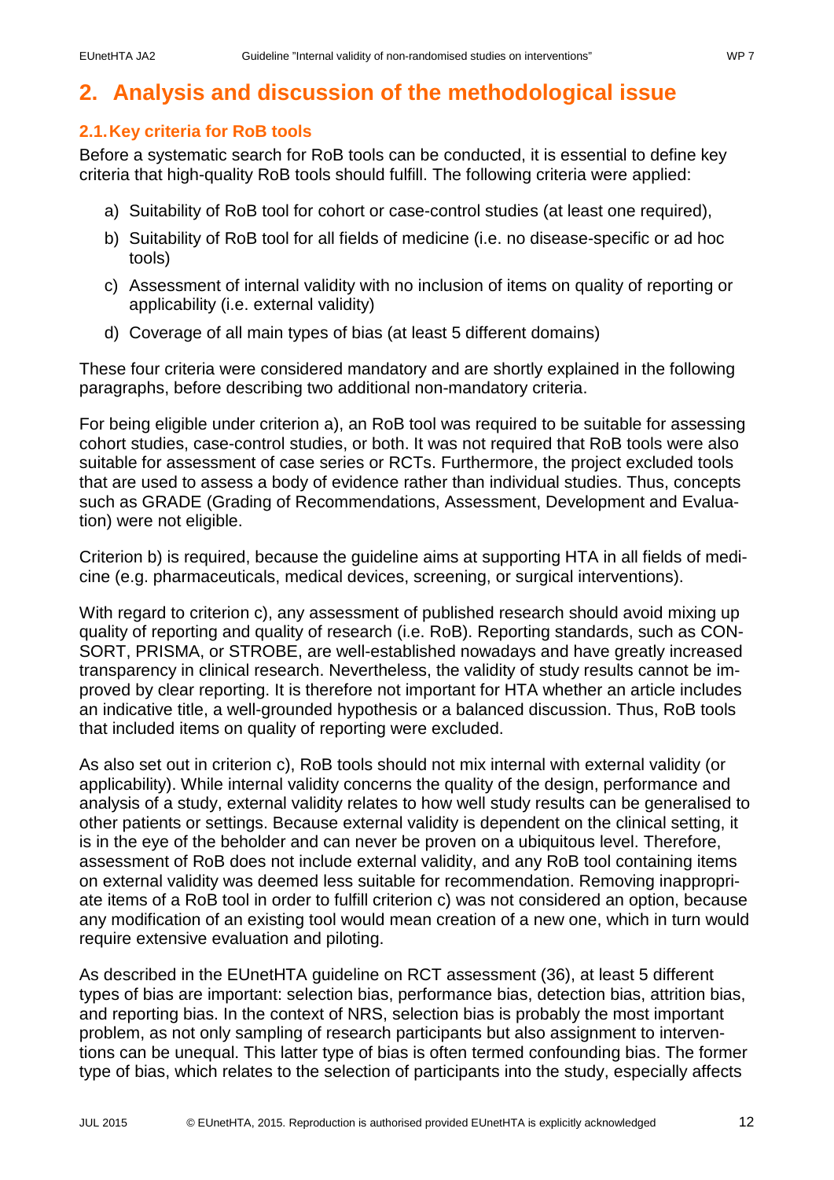# 2. Analysis and discussion of the methodological issue

## 2.1. Key criteria for RoB tools

Before a systematic search for RoB tools can be conducted, it is essential to define key criteria that high-quality RoB tools should fulfill. The following criteria were applied:

a) Suitability of RoB tool for cohort or case-control studies (at least one required),

b) Suitability of RoB tool for all fields of medicine (i.e. no disease-specific or ad hoc tools)

c) Assessment of internal validity with no inclusion of items on quality of reporting or applicability (i.e. external validity)

d) Coverage of all main types of bias (at least 5 different domains)

These four criteria were considered mandatory and are shortly explained in the following paragraphs, before describing two additional non-mandatory criteria.

For being eligible under criterion a), an RoB tool was required to be suitable for assessing cohort studies, case-control studies, or both. It was not required that RoB tools were also suitable for assessment of case series or RCTs. Furthermore, the project excluded tools that are used to assess a body of evidence rather than individual studies. Thus, concepts such as GRADE (Grading of Recommendations, Assessment, Development and Evaluation) were not eligible.

Criterion b) is required, because the guideline aims at supporting HTA in all fields of medicine (e.g. pharmaceuticals, medical devices, screening, or surgical interventions).

With regard to criterion c), any assessment of published research should avoid mixing up quality of reporting and quality of research (i.e. RoB). Reporting standards, such as CONSORT, PRISMA, or STROBE, are well-established nowadays and have greatly increased transparency in clinical research. Nevertheless, the validity of study results cannot be improved by clear reporting. It is therefore not important for HTA whether an article includes an indicative title, a well-grounded hypothesis or a balanced discussion. Thus, RoB tools that included items on quality of reporting were excluded.

As also set out in criterion c), RoB tools should not mix internal with external validity (or applicability). While internal validity concerns the quality of the design, performance and analysis of a study, external validity relates to how well study results can be generalised to other patients or settings. Because external validity is dependent on the clinical setting, it is in the eye of the beholder and can never be proven on a ubiquitous level. Therefore, assessment of RoB does not include external validity, and any RoB tool containing items on external validity was deemed less suitable for recommendation. Removing inappropriate items of a RoB tool in order to fulfill criterion c) was not considered an option, because any modification of an existing tool would mean creation of a new one, which in turn would require extensive evaluation and piloting.

As described in the EUnetHTA guideline on RCT assessment (36), at least 5 different types of bias are important: selection bias, performance bias, detection bias, attrition bias, and reporting bias. In the context of NRS, selection bias is probably the most important problem, as not only sampling of research participants but also assignment to interventions can be unequal. This latter type of bias is often termed confounding bias. The former type of bias, which relates to the selection of participants into the study, especially affects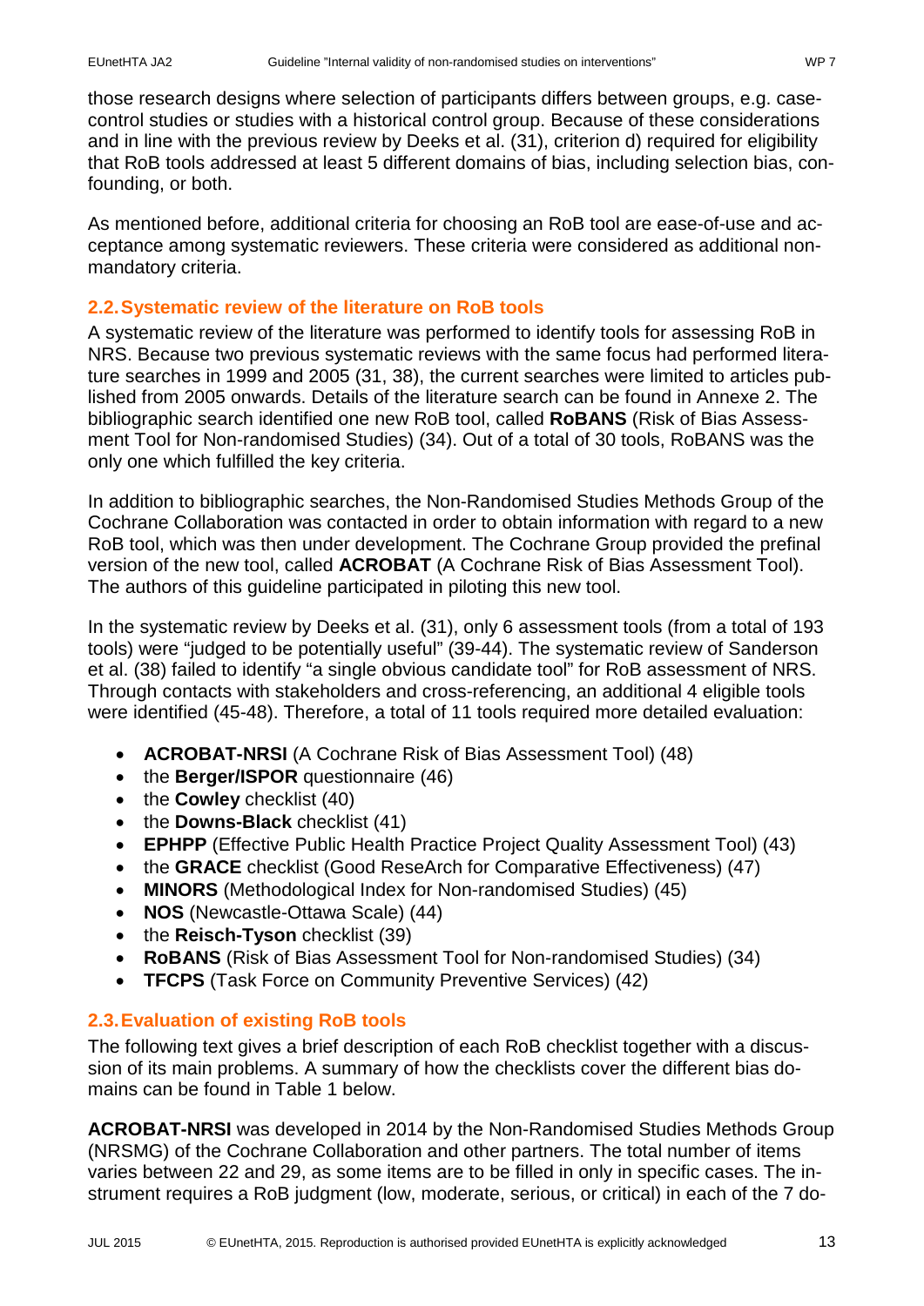those research designs where selection of participants differs between groups, e.g. case-control studies or studies with a historical control group. Because of these considerations and in line with the previous review by Deeks et al. (31), criterion d) required for eligibility that RoB tools addressed at least 5 different domains of bias, including selection bias, confounding, or both.

As mentioned before, additional criteria for choosing an RoB tool are ease-of-use and acceptance among systematic reviewers. These criteria were considered as additional non-mandatory criteria.

## 2.2. Systematic review of the literature on RoB tools

A systematic review of the literature was performed to identify tools for assessing RoB in NRS. Because two previous systematic reviews with the same focus had performed literature searches in 1999 and 2005 (31, 38), the current searches were limited to articles published from 2005 onwards. Details of the literature search can be found in Annexe 2. The bibliographic search identified one new RoB tool, called **RoBANS** (Risk of Bias Assessment Tool for Non-randomised Studies) (34). Out of a total of 30 tools, RoBANS was the only one which fulfilled the key criteria.

In addition to bibliographic searches, the Non-Randomised Studies Methods Group of the Cochrane Collaboration was contacted in order to obtain information with regard to a new RoB tool, which was then under development. The Cochrane Group provided the prefinal version of the new tool, called **ACROBAT** (A Cochrane Risk of Bias Assessment Tool). The authors of this guideline participated in piloting this new tool.

In the systematic review by Deeks et al. (31), only 6 assessment tools (from a total of 193 tools) were "judged to be potentially useful" (39-44). The systematic review of Sanderson et al. (38) failed to identify "a single obvious candidate tool" for RoB assessment of NRS. Through contacts with stakeholders and cross-referencing, an additional 4 eligible tools were identified (45-48). Therefore, a total of 11 tools required more detailed evaluation:

- **ACROBAT-NRSI** (A Cochrane Risk of Bias Assessment Tool) (48)
- the **Berger/ISPOR** questionnaire (46)
- the **Cowley** checklist (40)
- the **Downs-Black** checklist (41)
- **EPHPP** (Effective Public Health Practice Project Quality Assessment Tool) (43)
- the **GRACE** checklist (Good ReseArch for Comparative Effectiveness) (47)
- **MINORS** (Methodological Index for Non-randomised Studies) (45)
- **NOS** (Newcastle-Ottawa Scale) (44)
- the **Reisch-Tyson** checklist (39)
- **RoBANS** (Risk of Bias Assessment Tool for Non-randomised Studies) (34)
- **TFCPS** (Task Force on Community Preventive Services) (42)

## 2.3. Evaluation of existing RoB tools

The following text gives a brief description of each RoB checklist together with a discussion of its main problems. A summary of how the checklists cover the different bias domains can be found in Table 1 below.

**ACROBAT-NRSI** was developed in 2014 by the Non-Randomised Studies Methods Group (NRSMG) of the Cochrane Collaboration and other partners. The total number of items varies between 22 and 29, as some items are to be filled in only in specific cases. The instrument requires a RoB judgment (low, moderate, serious, or critical) in each of the 7 do-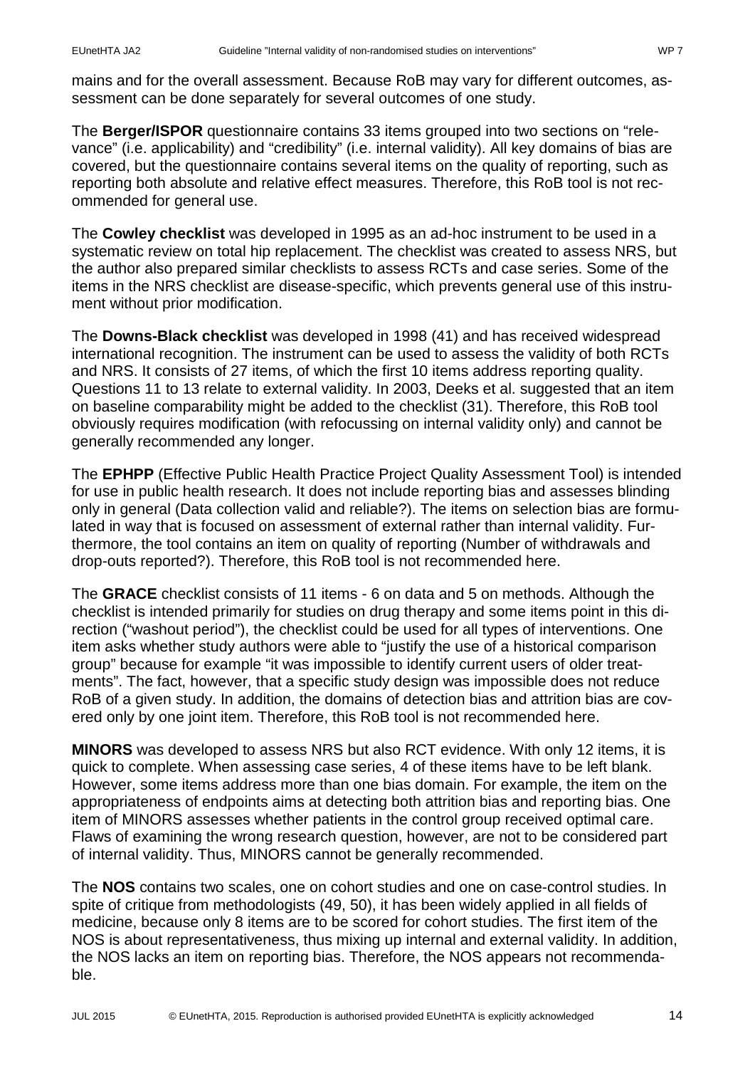mains and for the overall assessment. Because RoB may vary for different outcomes, assessment can be done separately for several outcomes of one study.

The **Berger/ISPOR** questionnaire contains 33 items grouped into two sections on "relevance" (i.e. applicability) and "credibility" (i.e. internal validity). All key domains of bias are covered, but the questionnaire contains several items on the quality of reporting, such as reporting both absolute and relative effect measures. Therefore, this RoB tool is not recommended for general use.

The **Cowley checklist** was developed in 1995 as an ad-hoc instrument to be used in a systematic review on total hip replacement. The checklist was created to assess NRS, but the author also prepared similar checklists to assess RCTs and case series. Some of the items in the NRS checklist are disease-specific, which prevents general use of this instrument without prior modification.

The **Downs-Black checklist** was developed in 1998 (41) and has received widespread international recognition. The instrument can be used to assess the validity of both RCTs and NRS. It consists of 27 items, of which the first 10 items address reporting quality. Questions 11 to 13 relate to external validity. In 2003, Deeks et al. suggested that an item on baseline comparability might be added to the checklist (31). Therefore, this RoB tool obviously requires modification (with refocussing on internal validity only) and cannot be generally recommended any longer.

The **EPHPP** (Effective Public Health Practice Project Quality Assessment Tool) is intended for use in public health research. It does not include reporting bias and assesses blinding only in general (Data collection valid and reliable?). The items on selection bias are formulated in way that is focused on assessment of external rather than internal validity. Furthermore, the tool contains an item on quality of reporting (Number of withdrawals and drop-outs reported?). Therefore, this RoB tool is not recommended here.

The **GRACE** checklist consists of 11 items - 6 on data and 5 on methods. Although the checklist is intended primarily for studies on drug therapy and some items point in this direction ("washout period"), the checklist could be used for all types of interventions. One item asks whether study authors were able to "justify the use of a historical comparison group" because for example "it was impossible to identify current users of older treatments". The fact, however, that a specific study design was impossible does not reduce RoB of a given study. In addition, the domains of detection bias and attrition bias are covered only by one joint item. Therefore, this RoB tool is not recommended here.

**MINORS** was developed to assess NRS but also RCT evidence. With only 12 items, it is quick to complete. When assessing case series, 4 of these items have to be left blank. However, some items address more than one bias domain. For example, the item on the appropriateness of endpoints aims at detecting both attrition bias and reporting bias. One item of MINORS assesses whether patients in the control group received optimal care. Flaws of examining the wrong research question, however, are not to be considered part of internal validity. Thus, MINORS cannot be generally recommended.

The **NOS** contains two scales, one on cohort studies and one on case-control studies. In spite of critique from methodologists (49, 50), it has been widely applied in all fields of medicine, because only 8 items are to be scored for cohort studies. The first item of the NOS is about representativeness, thus mixing up internal and external validity. In addition, the NOS lacks an item on reporting bias. Therefore, the NOS appears not recommendable.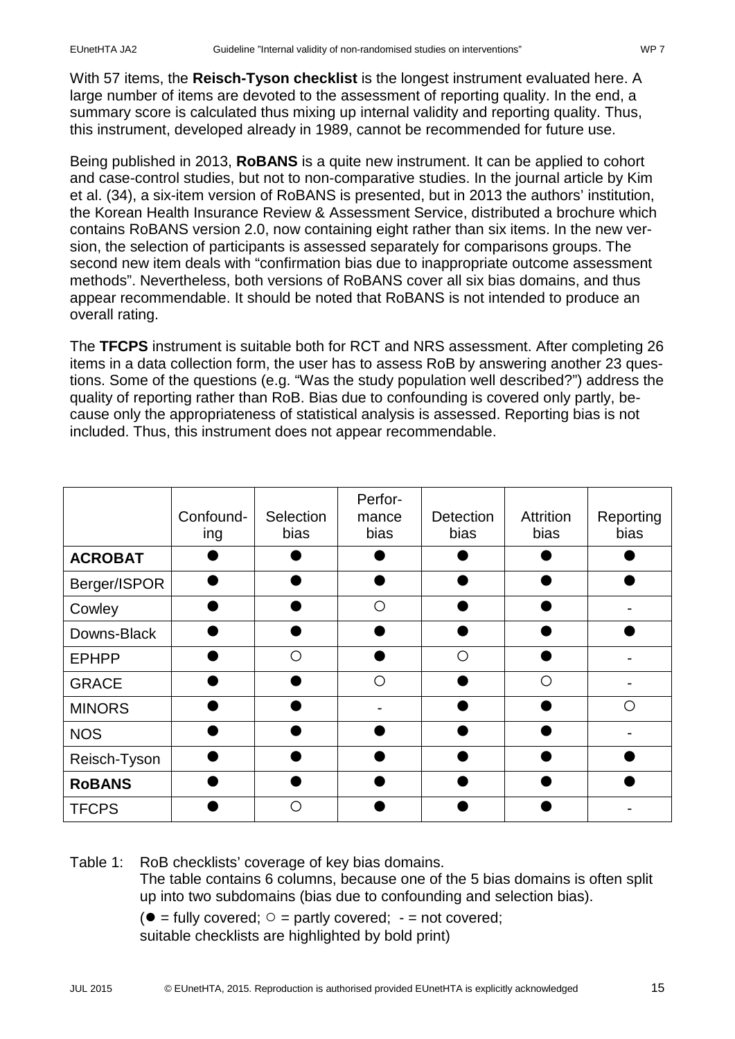With 57 items, the **Reisch-Tyson checklist** is the longest instrument evaluated here. A large number of items are devoted to the assessment of reporting quality. In the end, a summary score is calculated thus mixing up internal validity and reporting quality. Thus, this instrument, developed already in 1989, cannot be recommended for future use.

Being published in 2013, **RoBANS** is a quite new instrument. It can be applied to cohort and case-control studies, but not to non-comparative studies. In the journal article by Kim et al. (34), a six-item version of RoBANS is presented, but in 2013 the authors' institution, the Korean Health Insurance Review & Assessment Service, distributed a brochure which contains RoBANS version 2.0, now containing eight rather than six items. In the new version, the selection of participants is assessed separately for comparisons groups. The second new item deals with "confirmation bias due to inappropriate outcome assessment methods". Nevertheless, both versions of RoBANS cover all six bias domains, and thus appear recommendable. It should be noted that RoBANS is not intended to produce an overall rating.

The **TFCPS** instrument is suitable both for RCT and NRS assessment. After completing 26 items in a data collection form, the user has to assess RoB by answering another 23 questions. Some of the questions (e.g. "Was the study population well described?") address the quality of reporting rather than RoB. Bias due to confounding is covered only partly, because only the appropriateness of statistical analysis is assessed. Reporting bias is not included. Thus, this instrument does not appear recommendable.

| | Confounding | Selection bias | Performance bias | Detection bias | Attrition bias | Reporting bias |
|---|---|---|---|---|---|---|
| **ACROBAT** | ● | ● | ● | ● | ● | ● |
| Berger/ISPOR | ● | ● | ● | ● | ● | ● |
| Cowley | ● | ● | ○ | ● | ● | - |
| Downs-Black | ● | ● | ● | ● | ● | ● |
| EPHPP | ● | ○ | ● | ○ | ● | - |
| GRACE | ● | ● | ○ | ● | ○ | - |
| MINORS | ● | ● | - | ● | ● | ○ |
| NOS | ● | ● | ● | ● | ● | - |
| Reisch-Tyson | ● | ● | ● | ● | ● | ● |
| **RoBANS** | ● | ● | ● | ● | ● | ● |
| TFCPS | ● | ○ | ● | ● | ● | - |

Table 1: RoB checklists' coverage of key bias domains.
The table contains 6 columns, because one of the 5 bias domains is often split up into two subdomains (bias due to confounding and selection bias).
(● = fully covered; ○ = partly covered; - = not covered;
suitable checklists are highlighted by bold print)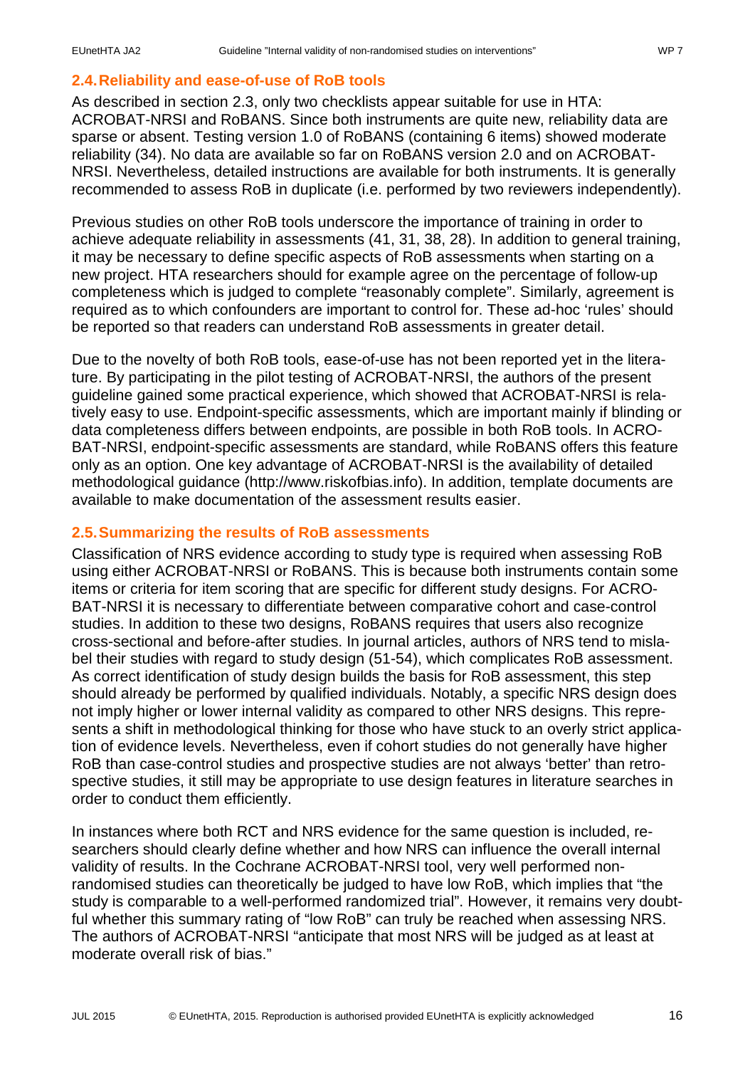## 2.4. Reliability and ease-of-use of RoB tools

As described in section 2.3, only two checklists appear suitable for use in HTA: ACROBAT-NRSI and RoBANS. Since both instruments are quite new, reliability data are sparse or absent. Testing version 1.0 of RoBANS (containing 6 items) showed moderate reliability (34). No data are available so far on RoBANS version 2.0 and on ACROBAT-NRSI. Nevertheless, detailed instructions are available for both instruments. It is generally recommended to assess RoB in duplicate (i.e. performed by two reviewers independently).

Previous studies on other RoB tools underscore the importance of training in order to achieve adequate reliability in assessments (41, 31, 38, 28). In addition to general training, it may be necessary to define specific aspects of RoB assessments when starting on a new project. HTA researchers should for example agree on the percentage of follow-up completeness which is judged to complete "reasonably complete". Similarly, agreement is required as to which confounders are important to control for. These ad-hoc 'rules' should be reported so that readers can understand RoB assessments in greater detail.

Due to the novelty of both RoB tools, ease-of-use has not been reported yet in the literature. By participating in the pilot testing of ACROBAT-NRSI, the authors of the present guideline gained some practical experience, which showed that ACROBAT-NRSI is relatively easy to use. Endpoint-specific assessments, which are important mainly if blinding or data completeness differs between endpoints, are possible in both RoB tools. In ACROBAT-NRSI, endpoint-specific assessments are standard, while RoBANS offers this feature only as an option. One key advantage of ACROBAT-NRSI is the availability of detailed methodological guidance (http://www.riskofbias.info). In addition, template documents are available to make documentation of the assessment results easier.

## 2.5. Summarizing the results of RoB assessments

Classification of NRS evidence according to study type is required when assessing RoB using either ACROBAT-NRSI or RoBANS. This is because both instruments contain some items or criteria for item scoring that are specific for different study designs. For ACROBAT-NRSI it is necessary to differentiate between comparative cohort and case-control studies. In addition to these two designs, RoBANS requires that users also recognize cross-sectional and before-after studies. In journal articles, authors of NRS tend to mislabel their studies with regard to study design (51-54), which complicates RoB assessment. As correct identification of study design builds the basis for RoB assessment, this step should already be performed by qualified individuals. Notably, a specific NRS design does not imply higher or lower internal validity as compared to other NRS designs. This represents a shift in methodological thinking for those who have stuck to an overly strict application of evidence levels. Nevertheless, even if cohort studies do not generally have higher RoB than case-control studies and prospective studies are not always 'better' than retrospective studies, it still may be appropriate to use design features in literature searches in order to conduct them efficiently.

In instances where both RCT and NRS evidence for the same question is included, researchers should clearly define whether and how NRS can influence the overall internal validity of results. In the Cochrane ACROBAT-NRSI tool, very well performed non-randomised studies can theoretically be judged to have low RoB, which implies that "the study is comparable to a well-performed randomized trial". However, it remains very doubtful whether this summary rating of "low RoB" can truly be reached when assessing NRS. The authors of ACROBAT-NRSI "anticipate that most NRS will be judged as at least at moderate overall risk of bias."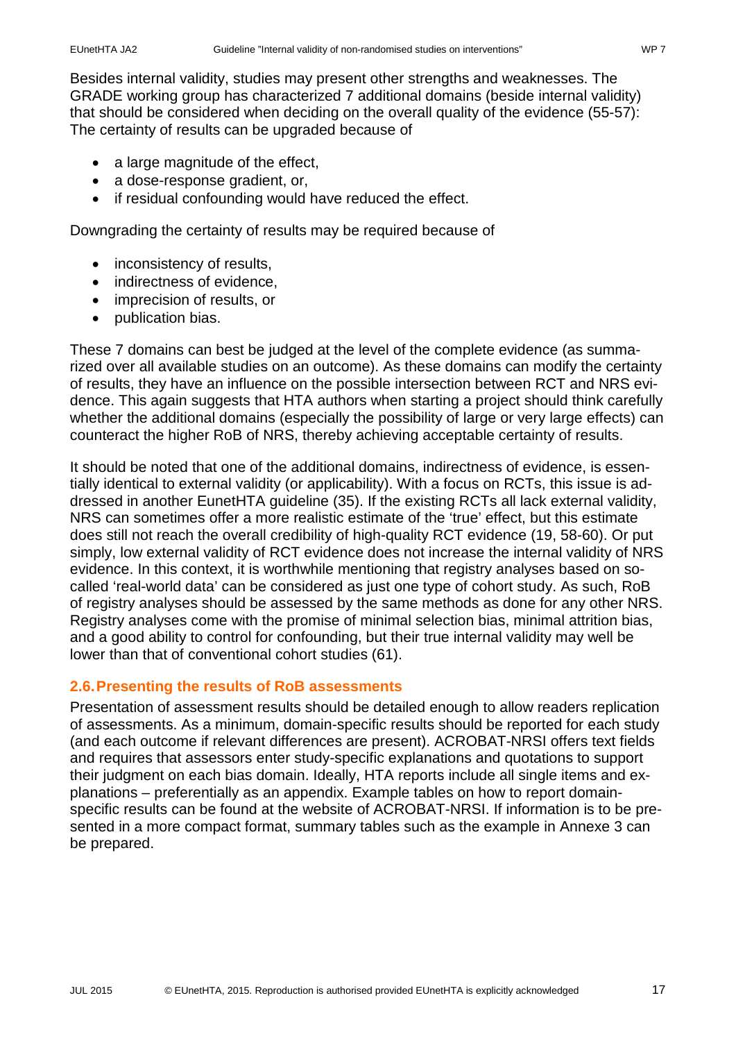Besides internal validity, studies may present other strengths and weaknesses. The GRADE working group has characterized 7 additional domains (beside internal validity) that should be considered when deciding on the overall quality of the evidence (55-57): The certainty of results can be upgraded because of

- a large magnitude of the effect,
- a dose-response gradient, or,
- if residual confounding would have reduced the effect.

Downgrading the certainty of results may be required because of

- inconsistency of results,
- indirectness of evidence,
- imprecision of results, or
- publication bias.

These 7 domains can best be judged at the level of the complete evidence (as summarized over all available studies on an outcome). As these domains can modify the certainty of results, they have an influence on the possible intersection between RCT and NRS evidence. This again suggests that HTA authors when starting a project should think carefully whether the additional domains (especially the possibility of large or very large effects) can counteract the higher RoB of NRS, thereby achieving acceptable certainty of results.

It should be noted that one of the additional domains, indirectness of evidence, is essentially identical to external validity (or applicability). With a focus on RCTs, this issue is addressed in another EunetHTA guideline (35). If the existing RCTs all lack external validity, NRS can sometimes offer a more realistic estimate of the 'true' effect, but this estimate does still not reach the overall credibility of high-quality RCT evidence (19, 58-60). Or put simply, low external validity of RCT evidence does not increase the internal validity of NRS evidence. In this context, it is worthwhile mentioning that registry analyses based on so-called 'real-world data' can be considered as just one type of cohort study. As such, RoB of registry analyses should be assessed by the same methods as done for any other NRS. Registry analyses come with the promise of minimal selection bias, minimal attrition bias, and a good ability to control for confounding, but their true internal validity may well be lower than that of conventional cohort studies (61).

## 2.6. Presenting the results of RoB assessments

Presentation of assessment results should be detailed enough to allow readers replication of assessments. As a minimum, domain-specific results should be reported for each study (and each outcome if relevant differences are present). ACROBAT-NRSI offers text fields and requires that assessors enter study-specific explanations and quotations to support their judgment on each bias domain. Ideally, HTA reports include all single items and explanations – preferentially as an appendix. Example tables on how to report domain-specific results can be found at the website of ACROBAT-NRSI. If information is to be presented in a more compact format, summary tables such as the example in Annexe 3 can be prepared.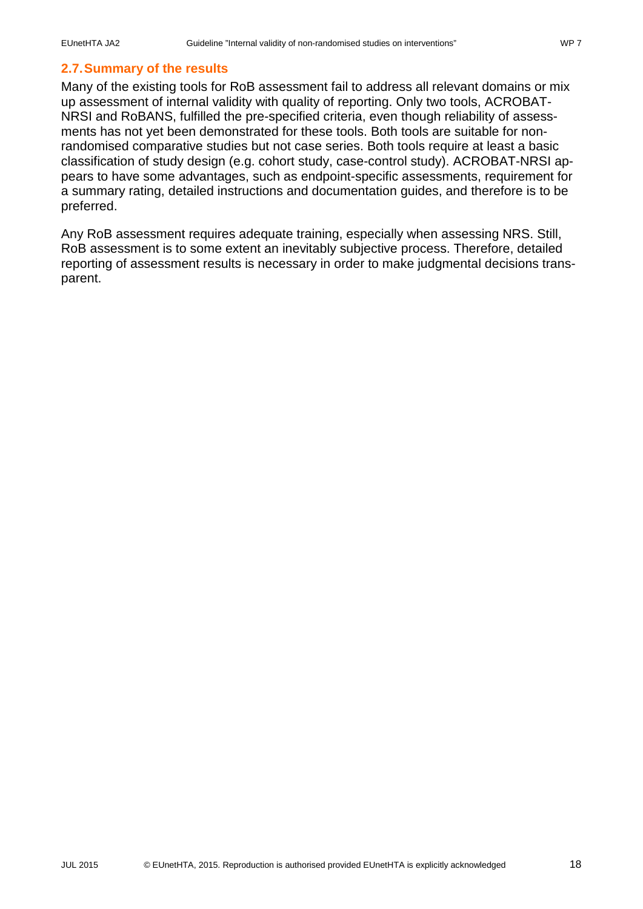## 2.7. Summary of the results

Many of the existing tools for RoB assessment fail to address all relevant domains or mix up assessment of internal validity with quality of reporting. Only two tools, ACROBAT-NRSI and RoBANS, fulfilled the pre-specified criteria, even though reliability of assessments has not yet been demonstrated for these tools. Both tools are suitable for non-randomised comparative studies but not case series. Both tools require at least a basic classification of study design (e.g. cohort study, case-control study). ACROBAT-NRSI appears to have some advantages, such as endpoint-specific assessments, requirement for a summary rating, detailed instructions and documentation guides, and therefore is to be preferred.

Any RoB assessment requires adequate training, especially when assessing NRS. Still, RoB assessment is to some extent an inevitably subjective process. Therefore, detailed reporting of assessment results is necessary in order to make judgmental decisions transparent.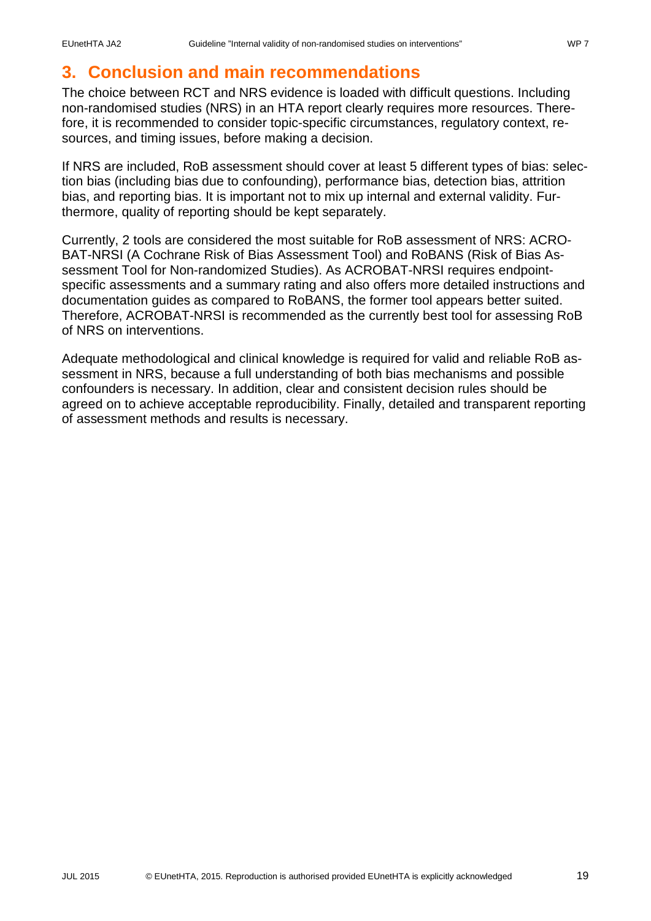# 3. Conclusion and main recommendations

The choice between RCT and NRS evidence is loaded with difficult questions. Including non-randomised studies (NRS) in an HTA report clearly requires more resources. Therefore, it is recommended to consider topic-specific circumstances, regulatory context, resources, and timing issues, before making a decision.

If NRS are included, RoB assessment should cover at least 5 different types of bias: selection bias (including bias due to confounding), performance bias, detection bias, attrition bias, and reporting bias. It is important not to mix up internal and external validity. Furthermore, quality of reporting should be kept separately.

Currently, 2 tools are considered the most suitable for RoB assessment of NRS: ACROBAT-NRSI (A Cochrane Risk of Bias Assessment Tool) and RoBANS (Risk of Bias Assessment Tool for Non-randomized Studies). As ACROBAT-NRSI requires endpoint-specific assessments and a summary rating and also offers more detailed instructions and documentation guides as compared to RoBANS, the former tool appears better suited. Therefore, ACROBAT-NRSI is recommended as the currently best tool for assessing RoB of NRS on interventions.

Adequate methodological and clinical knowledge is required for valid and reliable RoB assessment in NRS, because a full understanding of both bias mechanisms and possible confounders is necessary. In addition, clear and consistent decision rules should be agreed on to achieve acceptable reproducibility. Finally, detailed and transparent reporting of assessment methods and results is necessary.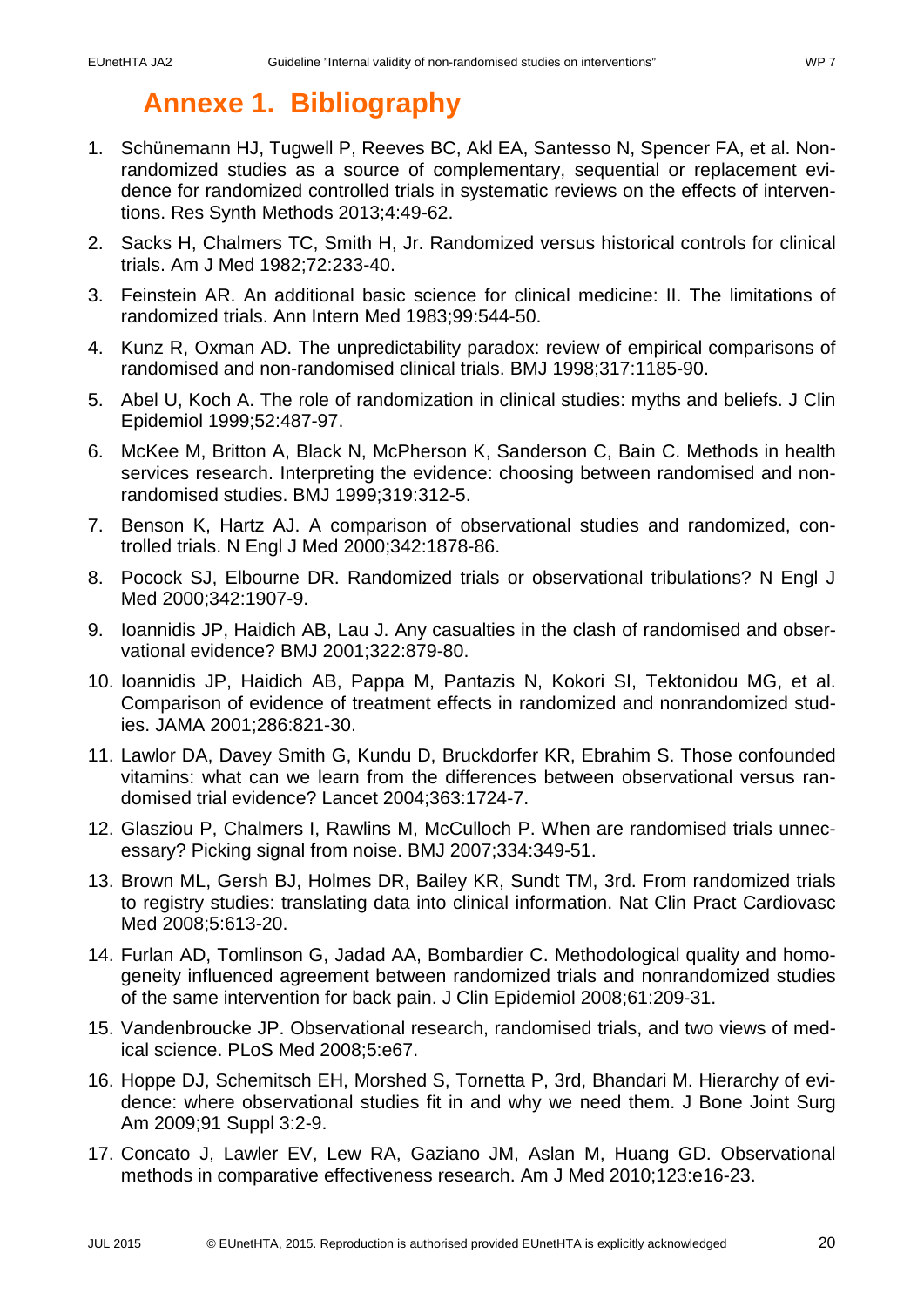# Annexe 1. Bibliography

1. Schünemann HJ, Tugwell P, Reeves BC, Akl EA, Santesso N, Spencer FA, et al. Non-randomized studies as a source of complementary, sequential or replacement evidence for randomized controlled trials in systematic reviews on the effects of interventions. Res Synth Methods 2013;4:49-62.
2. Sacks H, Chalmers TC, Smith H, Jr. Randomized versus historical controls for clinical trials. Am J Med 1982;72:233-40.
3. Feinstein AR. An additional basic science for clinical medicine: II. The limitations of randomized trials. Ann Intern Med 1983;99:544-50.
4. Kunz R, Oxman AD. The unpredictability paradox: review of empirical comparisons of randomised and non-randomised clinical trials. BMJ 1998;317:1185-90.
5. Abel U, Koch A. The role of randomization in clinical studies: myths and beliefs. J Clin Epidemiol 1999;52:487-97.
6. McKee M, Britton A, Black N, McPherson K, Sanderson C, Bain C. Methods in health services research. Interpreting the evidence: choosing between randomised and non-randomised studies. BMJ 1999;319:312-5.
7. Benson K, Hartz AJ. A comparison of observational studies and randomized, controlled trials. N Engl J Med 2000;342:1878-86.
8. Pocock SJ, Elbourne DR. Randomized trials or observational tribulations? N Engl J Med 2000;342:1907-9.
9. Ioannidis JP, Haidich AB, Lau J. Any casualties in the clash of randomised and observational evidence? BMJ 2001;322:879-80.
10. Ioannidis JP, Haidich AB, Pappa M, Pantazis N, Kokori SI, Tektonidou MG, et al. Comparison of evidence of treatment effects in randomized and nonrandomized studies. JAMA 2001;286:821-30.
11. Lawlor DA, Davey Smith G, Kundu D, Bruckdorfer KR, Ebrahim S. Those confounded vitamins: what can we learn from the differences between observational versus randomised trial evidence? Lancet 2004;363:1724-7.
12. Glasziou P, Chalmers I, Rawlins M, McCulloch P. When are randomised trials unnecessary? Picking signal from noise. BMJ 2007;334:349-51.
13. Brown ML, Gersh BJ, Holmes DR, Bailey KR, Sundt TM, 3rd. From randomized trials to registry studies: translating data into clinical information. Nat Clin Pract Cardiovasc Med 2008;5:613-20.
14. Furlan AD, Tomlinson G, Jadad AA, Bombardier C. Methodological quality and homogeneity influenced agreement between randomized trials and nonrandomized studies of the same intervention for back pain. J Clin Epidemiol 2008;61:209-31.
15. Vandenbroucke JP. Observational research, randomised trials, and two views of medical science. PLoS Med 2008;5:e67.
16. Hoppe DJ, Schemitsch EH, Morshed S, Tornetta P, 3rd, Bhandari M. Hierarchy of evidence: where observational studies fit in and why we need them. J Bone Joint Surg Am 2009;91 Suppl 3:2-9.
17. Concato J, Lawler EV, Lew RA, Gaziano JM, Aslan M, Huang GD. Observational methods in comparative effectiveness research. Am J Med 2010;123:e16-23.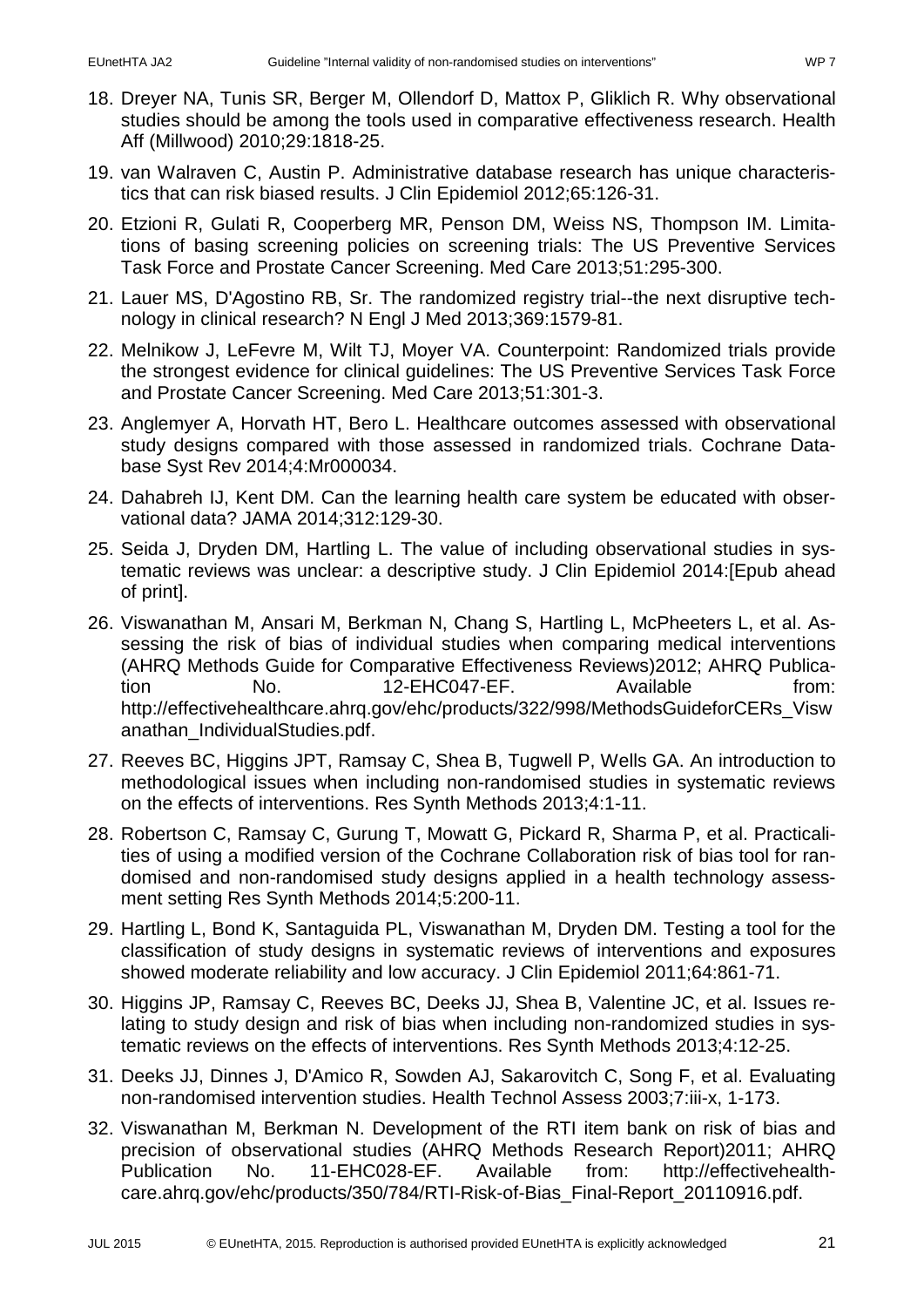18. Dreyer NA, Tunis SR, Berger M, Ollendorf D, Mattox P, Gliklich R. Why observational studies should be among the tools used in comparative effectiveness research. Health Aff (Millwood) 2010;29:1818-25.

19. van Walraven C, Austin P. Administrative database research has unique characteristics that can risk biased results. J Clin Epidemiol 2012;65:126-31.

20. Etzioni R, Gulati R, Cooperberg MR, Penson DM, Weiss NS, Thompson IM. Limitations of basing screening policies on screening trials: The US Preventive Services Task Force and Prostate Cancer Screening. Med Care 2013;51:295-300.

21. Lauer MS, D'Agostino RB, Sr. The randomized registry trial--the next disruptive technology in clinical research? N Engl J Med 2013;369:1579-81.

22. Melnikow J, LeFevre M, Wilt TJ, Moyer VA. Counterpoint: Randomized trials provide the strongest evidence for clinical guidelines: The US Preventive Services Task Force and Prostate Cancer Screening. Med Care 2013;51:301-3.

23. Anglemyer A, Horvath HT, Bero L. Healthcare outcomes assessed with observational study designs compared with those assessed in randomized trials. Cochrane Database Syst Rev 2014;4:Mr000034.

24. Dahabreh IJ, Kent DM. Can the learning health care system be educated with observational data? JAMA 2014;312:129-30.

25. Seida J, Dryden DM, Hartling L. The value of including observational studies in systematic reviews was unclear: a descriptive study. J Clin Epidemiol 2014:[Epub ahead of print].

26. Viswanathan M, Ansari M, Berkman N, Chang S, Hartling L, McPheeters L, et al. Assessing the risk of bias of individual studies when comparing medical interventions (AHRQ Methods Guide for Comparative Effectiveness Reviews)2012; AHRQ Publication No. 12-EHC047-EF. Available from: http://effectivehealthcare.ahrq.gov/ehc/products/322/998/MethodsGuideforCERs_Viswanathan_IndividualStudies.pdf.

27. Reeves BC, Higgins JPT, Ramsay C, Shea B, Tugwell P, Wells GA. An introduction to methodological issues when including non-randomised studies in systematic reviews on the effects of interventions. Res Synth Methods 2013;4:1-11.

28. Robertson C, Ramsay C, Gurung T, Mowatt G, Pickard R, Sharma P, et al. Practicalities of using a modified version of the Cochrane Collaboration risk of bias tool for randomised and non-randomised study designs applied in a health technology assessment setting Res Synth Methods 2014;5:200-11.

29. Hartling L, Bond K, Santaguida PL, Viswanathan M, Dryden DM. Testing a tool for the classification of study designs in systematic reviews of interventions and exposures showed moderate reliability and low accuracy. J Clin Epidemiol 2011;64:861-71.

30. Higgins JP, Ramsay C, Reeves BC, Deeks JJ, Shea B, Valentine JC, et al. Issues relating to study design and risk of bias when including non-randomized studies in systematic reviews on the effects of interventions. Res Synth Methods 2013;4:12-25.

31. Deeks JJ, Dinnes J, D'Amico R, Sowden AJ, Sakarovitch C, Song F, et al. Evaluating non-randomised intervention studies. Health Technol Assess 2003;7:iii-x, 1-173.

32. Viswanathan M, Berkman N. Development of the RTI item bank on risk of bias and precision of observational studies (AHRQ Methods Research Report)2011; AHRQ Publication No. 11-EHC028-EF. Available from: http://effectivehealthcare.ahrq.gov/ehc/products/350/784/RTI-Risk-of-Bias_Final-Report_20110916.pdf.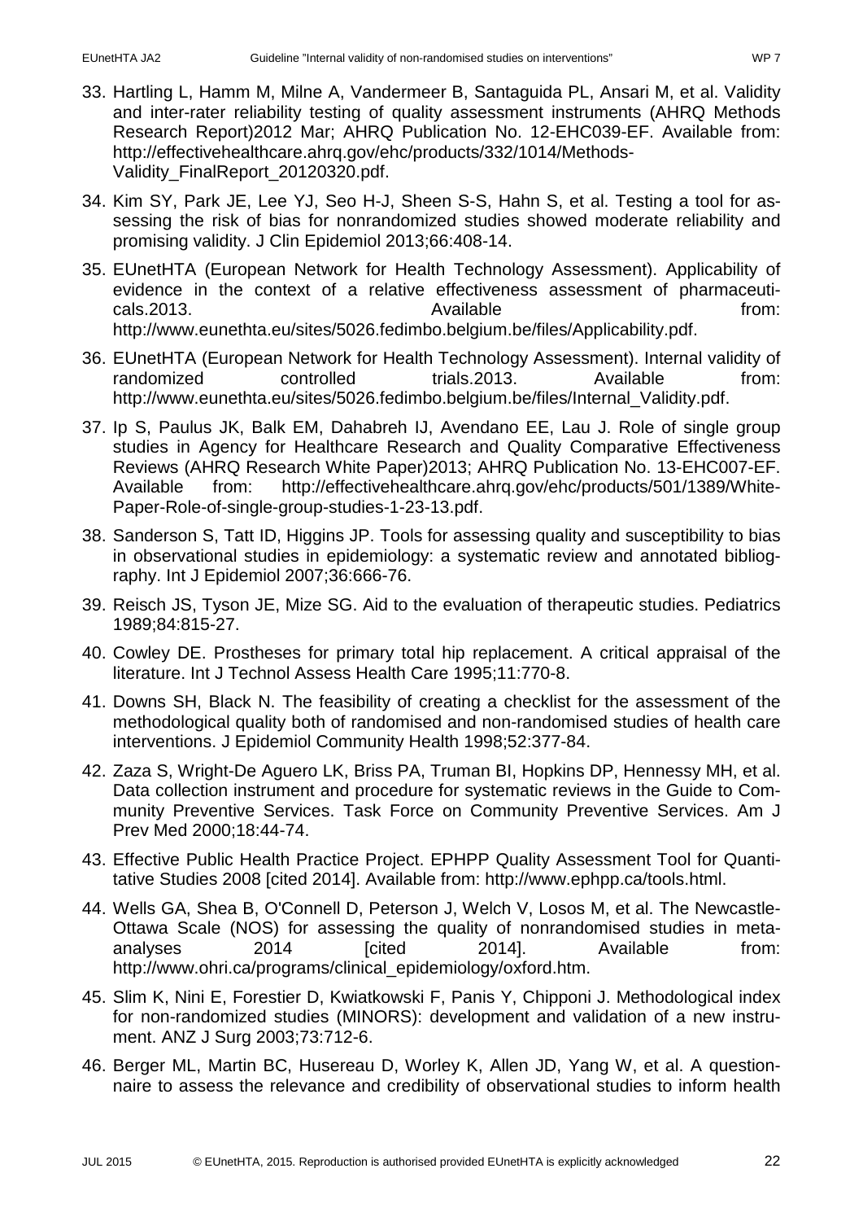33. Hartling L, Hamm M, Milne A, Vandermeer B, Santaguida PL, Ansari M, et al. Validity and inter-rater reliability testing of quality assessment instruments (AHRQ Methods Research Report)2012 Mar; AHRQ Publication No. 12-EHC039-EF. Available from: http://effectivehealthcare.ahrq.gov/ehc/products/332/1014/Methods-Validity_FinalReport_20120320.pdf.

34. Kim SY, Park JE, Lee YJ, Seo H-J, Sheen S-S, Hahn S, et al. Testing a tool for assessing the risk of bias for nonrandomized studies showed moderate reliability and promising validity. J Clin Epidemiol 2013;66:408-14.

35. EUnetHTA (European Network for Health Technology Assessment). Applicability of evidence in the context of a relative effectiveness assessment of pharmaceuticals.2013. Available from: http://www.eunethta.eu/sites/5026.fedimbo.belgium.be/files/Applicability.pdf.

36. EUnetHTA (European Network for Health Technology Assessment). Internal validity of randomized controlled trials.2013. Available from: http://www.eunethta.eu/sites/5026.fedimbo.belgium.be/files/Internal_Validity.pdf.

37. Ip S, Paulus JK, Balk EM, Dahabreh IJ, Avendano EE, Lau J. Role of single group studies in Agency for Healthcare Research and Quality Comparative Effectiveness Reviews (AHRQ Research White Paper)2013; AHRQ Publication No. 13-EHC007-EF. Available from: http://effectivehealthcare.ahrq.gov/ehc/products/501/1389/White-Paper-Role-of-single-group-studies-1-23-13.pdf.

38. Sanderson S, Tatt ID, Higgins JP. Tools for assessing quality and susceptibility to bias in observational studies in epidemiology: a systematic review and annotated bibliography. Int J Epidemiol 2007;36:666-76.

39. Reisch JS, Tyson JE, Mize SG. Aid to the evaluation of therapeutic studies. Pediatrics 1989;84:815-27.

40. Cowley DE. Prostheses for primary total hip replacement. A critical appraisal of the literature. Int J Technol Assess Health Care 1995;11:770-8.

41. Downs SH, Black N. The feasibility of creating a checklist for the assessment of the methodological quality both of randomised and non-randomised studies of health care interventions. J Epidemiol Community Health 1998;52:377-84.

42. Zaza S, Wright-De Aguero LK, Briss PA, Truman BI, Hopkins DP, Hennessy MH, et al. Data collection instrument and procedure for systematic reviews in the Guide to Community Preventive Services. Task Force on Community Preventive Services. Am J Prev Med 2000;18:44-74.

43. Effective Public Health Practice Project. EPHPP Quality Assessment Tool for Quantitative Studies 2008 [cited 2014]. Available from: http://www.ephpp.ca/tools.html.

44. Wells GA, Shea B, O'Connell D, Peterson J, Welch V, Losos M, et al. The Newcastle-Ottawa Scale (NOS) for assessing the quality of nonrandomised studies in meta-analyses 2014 [cited 2014]. Available from: http://www.ohri.ca/programs/clinical_epidemiology/oxford.htm.

45. Slim K, Nini E, Forestier D, Kwiatkowski F, Panis Y, Chipponi J. Methodological index for non-randomized studies (MINORS): development and validation of a new instrument. ANZ J Surg 2003;73:712-6.

46. Berger ML, Martin BC, Husereau D, Worley K, Allen JD, Yang W, et al. A questionnaire to assess the relevance and credibility of observational studies to inform health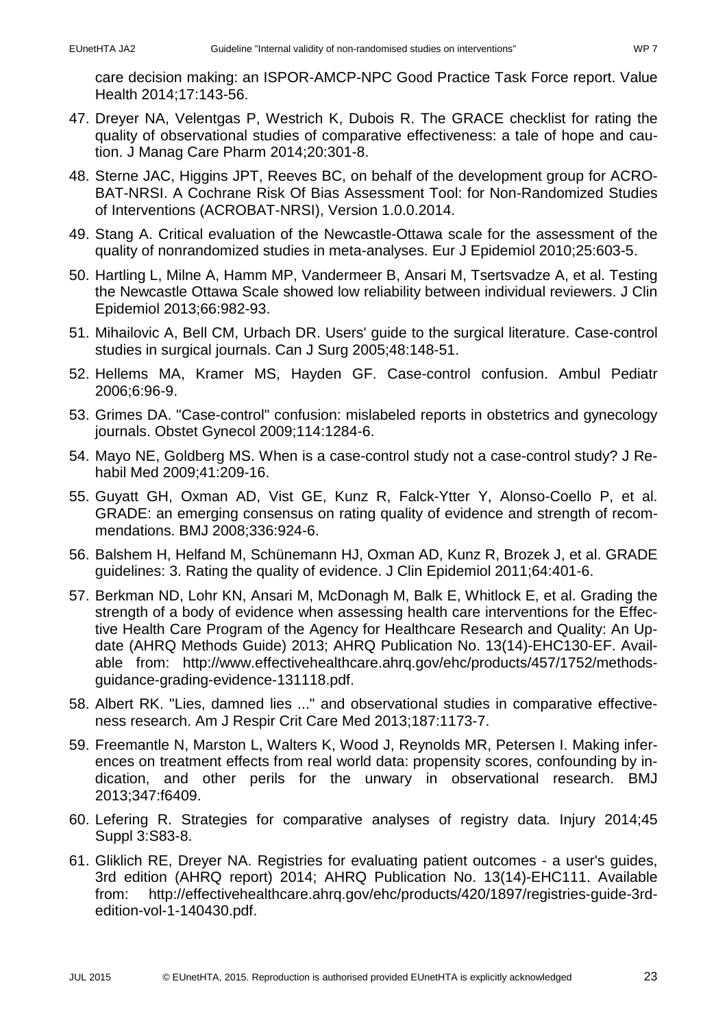care decision making: an ISPOR-AMCP-NPC Good Practice Task Force report. Value Health 2014;17:143-56.

47. Dreyer NA, Velentgas P, Westrich K, Dubois R. The GRACE checklist for rating the quality of observational studies of comparative effectiveness: a tale of hope and caution. J Manag Care Pharm 2014;20:301-8.
48. Sterne JAC, Higgins JPT, Reeves BC, on behalf of the development group for ACROBAT-NRSI. A Cochrane Risk Of Bias Assessment Tool: for Non-Randomized Studies of Interventions (ACROBAT-NRSI), Version 1.0.0.2014.
49. Stang A. Critical evaluation of the Newcastle-Ottawa scale for the assessment of the quality of nonrandomized studies in meta-analyses. Eur J Epidemiol 2010;25:603-5.
50. Hartling L, Milne A, Hamm MP, Vandermeer B, Ansari M, Tsertsvadze A, et al. Testing the Newcastle Ottawa Scale showed low reliability between individual reviewers. J Clin Epidemiol 2013;66:982-93.
51. Mihailovic A, Bell CM, Urbach DR. Users' guide to the surgical literature. Case-control studies in surgical journals. Can J Surg 2005;48:148-51.
52. Hellems MA, Kramer MS, Hayden GF. Case-control confusion. Ambul Pediatr 2006;6:96-9.
53. Grimes DA. "Case-control" confusion: mislabeled reports in obstetrics and gynecology journals. Obstet Gynecol 2009;114:1284-6.
54. Mayo NE, Goldberg MS. When is a case-control study not a case-control study? J Rehabil Med 2009;41:209-16.
55. Guyatt GH, Oxman AD, Vist GE, Kunz R, Falck-Ytter Y, Alonso-Coello P, et al. GRADE: an emerging consensus on rating quality of evidence and strength of recommendations. BMJ 2008;336:924-6.
56. Balshem H, Helfand M, Schünemann HJ, Oxman AD, Kunz R, Brozek J, et al. GRADE guidelines: 3. Rating the quality of evidence. J Clin Epidemiol 2011;64:401-6.
57. Berkman ND, Lohr KN, Ansari M, McDonagh M, Balk E, Whitlock E, et al. Grading the strength of a body of evidence when assessing health care interventions for the Effective Health Care Program of the Agency for Healthcare Research and Quality: An Update (AHRQ Methods Guide) 2013; AHRQ Publication No. 13(14)-EHC130-EF. Available from: http://www.effectivehealthcare.ahrq.gov/ehc/products/457/1752/methods-guidance-grading-evidence-131118.pdf.
58. Albert RK. "Lies, damned lies ..." and observational studies in comparative effectiveness research. Am J Respir Crit Care Med 2013;187:1173-7.
59. Freemantle N, Marston L, Walters K, Wood J, Reynolds MR, Petersen I. Making inferences on treatment effects from real world data: propensity scores, confounding by indication, and other perils for the unwary in observational research. BMJ 2013;347:f6409.
60. Lefering R. Strategies for comparative analyses of registry data. Injury 2014;45 Suppl 3:S83-8.
61. Gliklich RE, Dreyer NA. Registries for evaluating patient outcomes - a user's guides, 3rd edition (AHRQ report) 2014; AHRQ Publication No. 13(14)-EHC111. Available from: http://effectivehealthcare.ahrq.gov/ehc/products/420/1897/registries-guide-3rd-edition-vol-1-140430.pdf.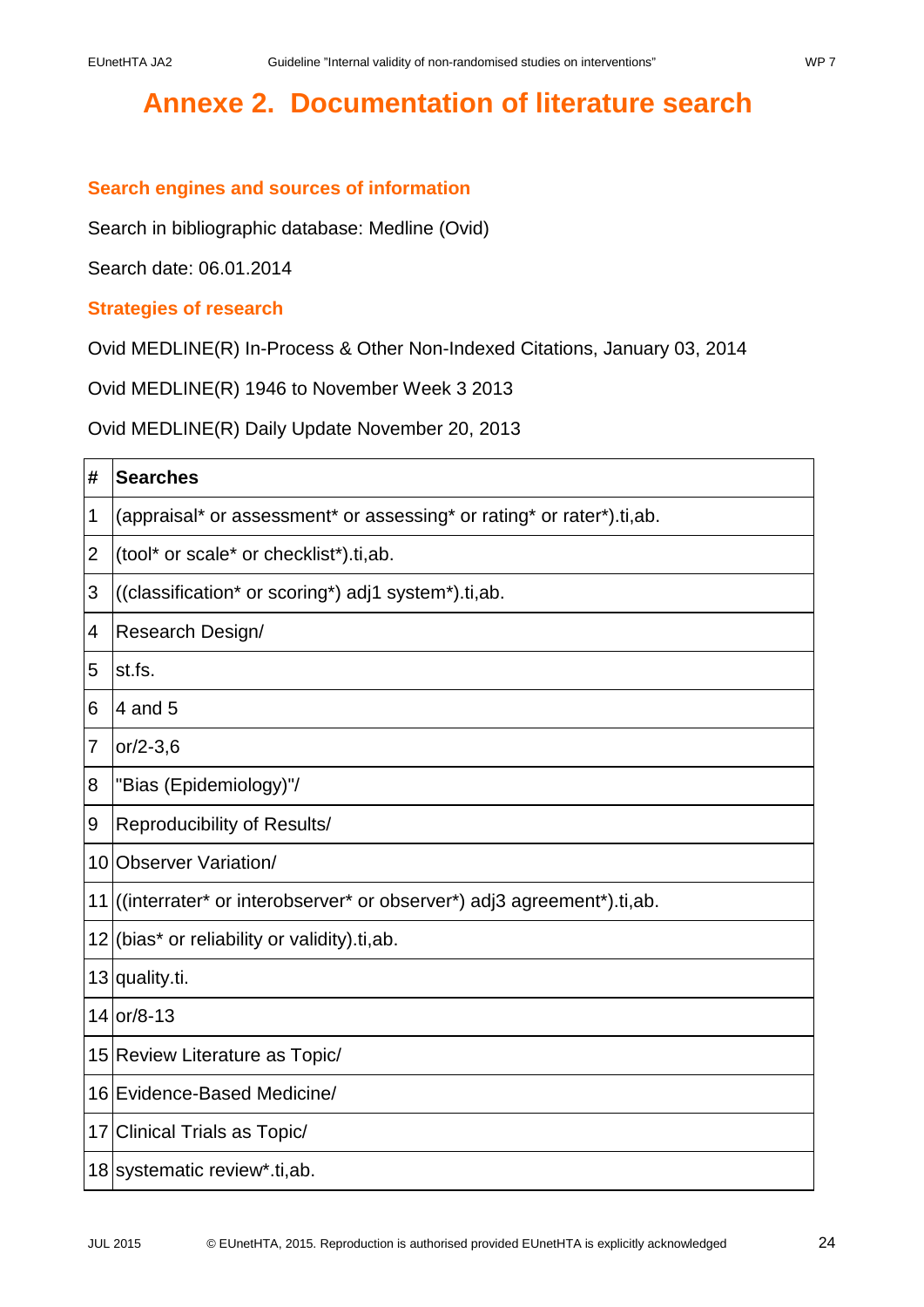# Annexe 2. Documentation of literature search

## Search engines and sources of information

Search in bibliographic database: Medline (Ovid)

Search date: 06.01.2014

## Strategies of research

Ovid MEDLINE(R) In-Process & Other Non-Indexed Citations, January 03, 2014

Ovid MEDLINE(R) 1946 to November Week 3 2013

Ovid MEDLINE(R) Daily Update November 20, 2013

| # | Searches |
|---|---|
| 1 | (appraisal* or assessment* or assessing* or rating* or rater*).ti,ab. |
| 2 | (tool* or scale* or checklist*).ti,ab. |
| 3 | ((classification* or scoring*) adj1 system*).ti,ab. |
| 4 | Research Design/ |
| 5 | st.fs. |
| 6 | 4 and 5 |
| 7 | or/2-3,6 |
| 8 | "Bias (Epidemiology)"/ |
| 9 | Reproducibility of Results/ |
| 10 | Observer Variation/ |
| 11 | ((interrater* or interobserver* or observer*) adj3 agreement*).ti,ab. |
| 12 | (bias* or reliability or validity).ti,ab. |
| 13 | quality.ti. |
| 14 | or/8-13 |
| 15 | Review Literature as Topic/ |
| 16 | Evidence-Based Medicine/ |
| 17 | Clinical Trials as Topic/ |
| 18 | systematic review*.ti,ab. |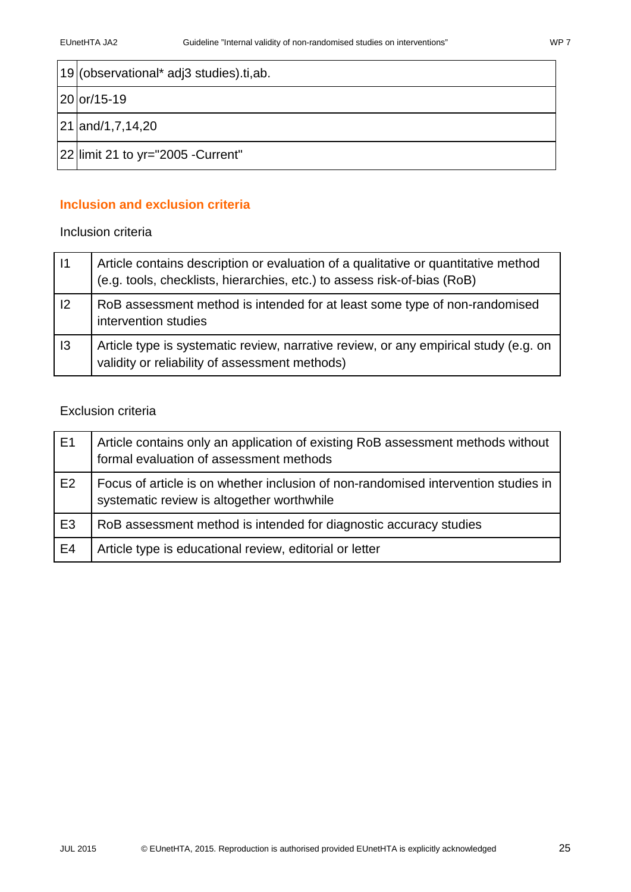| 19 | (observational* adj3 studies).ti,ab. |
|---|---|
| 20 | or/15-19 |
| 21 | and/1,7,14,20 |
| 22 | limit 21 to yr="2005 -Current" |

## Inclusion and exclusion criteria

Inclusion criteria

| I1 | Article contains description or evaluation of a qualitative or quantitative method (e.g. tools, checklists, hierarchies, etc.) to assess risk-of-bias (RoB) |
|---|---|
| I2 | RoB assessment method is intended for at least some type of non-randomised intervention studies |
| I3 | Article type is systematic review, narrative review, or any empirical study (e.g. on validity or reliability of assessment methods) |

Exclusion criteria

| E1 | Article contains only an application of existing RoB assessment methods without formal evaluation of assessment methods |
|---|---|
| E2 | Focus of article is on whether inclusion of non-randomised intervention studies in systematic review is altogether worthwhile |
| E3 | RoB assessment method is intended for diagnostic accuracy studies |
| E4 | Article type is educational review, editorial or letter |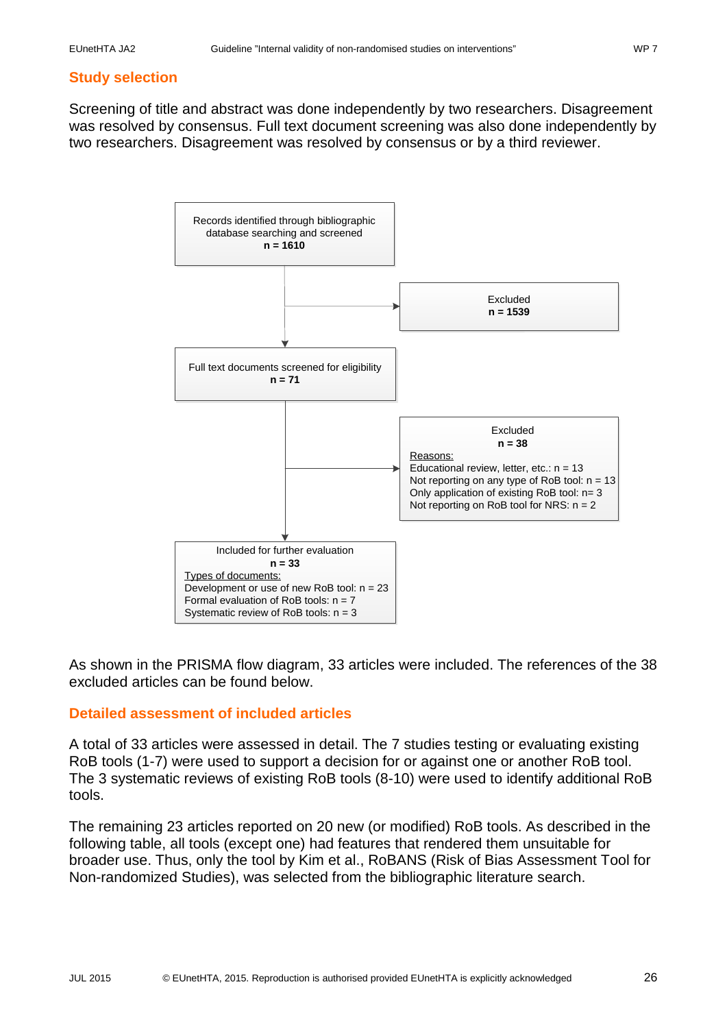## Study selection

Screening of title and abstract was done independently by two researchers. Disagreement was resolved by consensus. Full text document screening was also done independently by two researchers. Disagreement was resolved by consensus or by a third reviewer.

Records identified through bibliographic database searching and screened
**n = 1610**

Excluded
**n = 1539**

Full text documents screened for eligibility
**n = 71**

Excluded
**n = 38**

Reasons:
Educational review, letter, etc.: n = 13
Not reporting on any type of RoB tool: n = 13
Only application of existing RoB tool: n= 3
Not reporting on RoB tool for NRS: n = 2

Included for further evaluation
**n = 33**

Types of documents:
Development or use of new RoB tool: n = 23
Formal evaluation of RoB tools: n = 7
Systematic review of RoB tools: n = 3

As shown in the PRISMA flow diagram, 33 articles were included. The references of the 38 excluded articles can be found below.

## Detailed assessment of included articles

A total of 33 articles were assessed in detail. The 7 studies testing or evaluating existing RoB tools (1-7) were used to support a decision for or against one or another RoB tool. The 3 systematic reviews of existing RoB tools (8-10) were used to identify additional RoB tools.

The remaining 23 articles reported on 20 new (or modified) RoB tools. As described in the following table, all tools (except one) had features that rendered them unsuitable for broader use. Thus, only the tool by Kim et al., RoBANS (Risk of Bias Assessment Tool for Non-randomized Studies), was selected from the bibliographic literature search.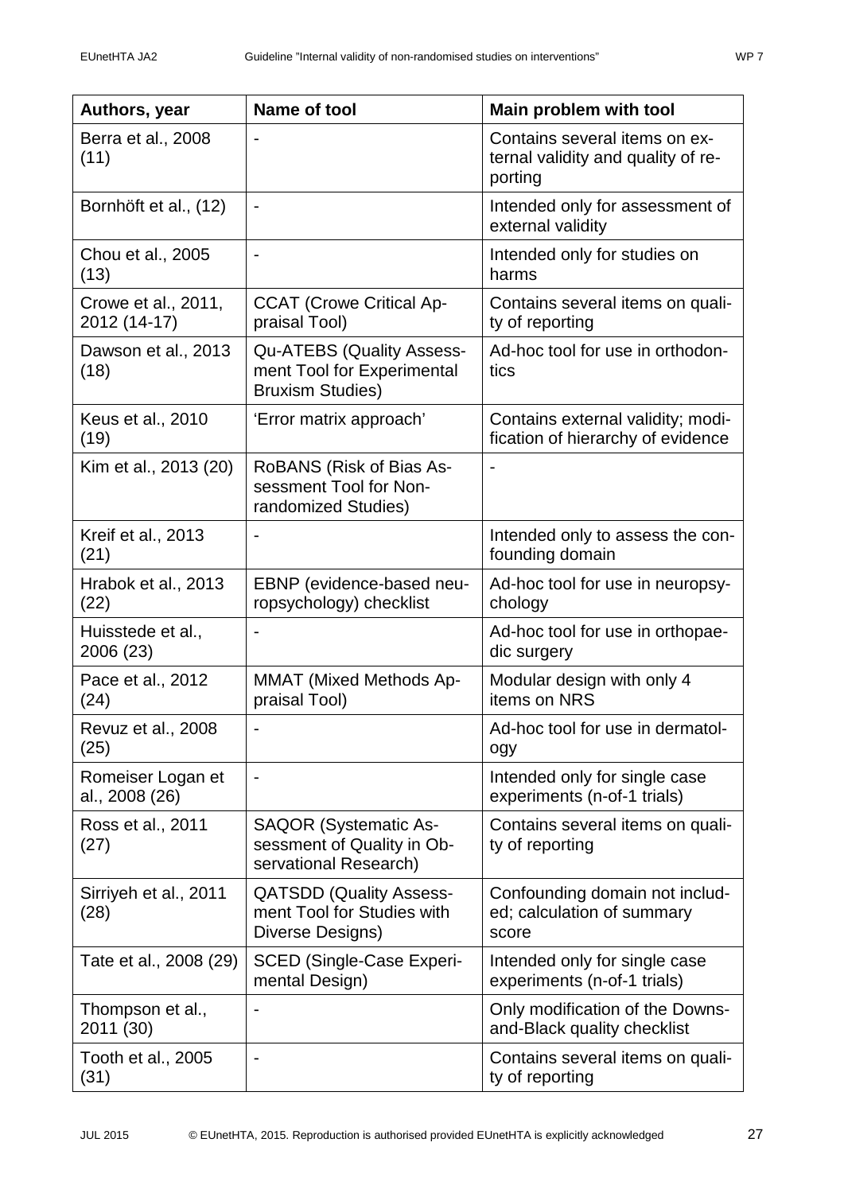| Authors, year | Name of tool | Main problem with tool |
| --- | --- | --- |
| Berra et al., 2008 (11) | - | Contains several items on external validity and quality of reporting |
| Bornhöft et al., (12) | - | Intended only for assessment of external validity |
| Chou et al., 2005 (13) | - | Intended only for studies on harms |
| Crowe et al., 2011, 2012 (14-17) | CCAT (Crowe Critical Appraisal Tool) | Contains several items on quality of reporting |
| Dawson et al., 2013 (18) | Qu-ATEBS (Quality Assessment Tool for Experimental Bruxism Studies) | Ad-hoc tool for use in orthodontics |
| Keus et al., 2010 (19) | 'Error matrix approach' | Contains external validity; modification of hierarchy of evidence |
| Kim et al., 2013 (20) | RoBANS (Risk of Bias Assessment Tool for Non-randomized Studies) | - |
| Kreif et al., 2013 (21) | - | Intended only to assess the confounding domain |
| Hrabok et al., 2013 (22) | EBNP (evidence-based neuropsychology) checklist | Ad-hoc tool for use in neuropsychology |
| Huisstede et al., 2006 (23) | - | Ad-hoc tool for use in orthopaedic surgery |
| Pace et al., 2012 (24) | MMAT (Mixed Methods Appraisal Tool) | Modular design with only 4 items on NRS |
| Revuz et al., 2008 (25) | - | Ad-hoc tool for use in dermatology |
| Romeiser Logan et al., 2008 (26) | - | Intended only for single case experiments (n-of-1 trials) |
| Ross et al., 2011 (27) | SAQOR (Systematic Assessment of Quality in Observational Research) | Contains several items on quality of reporting |
| Sirriyeh et al., 2011 (28) | QATSDD (Quality Assessment Tool for Studies with Diverse Designs) | Confounding domain not included; calculation of summary score |
| Tate et al., 2008 (29) | SCED (Single-Case Experimental Design) | Intended only for single case experiments (n-of-1 trials) |
| Thompson et al., 2011 (30) | - | Only modification of the Downs-and-Black quality checklist |
| Tooth et al., 2005 (31) | - | Contains several items on quality of reporting |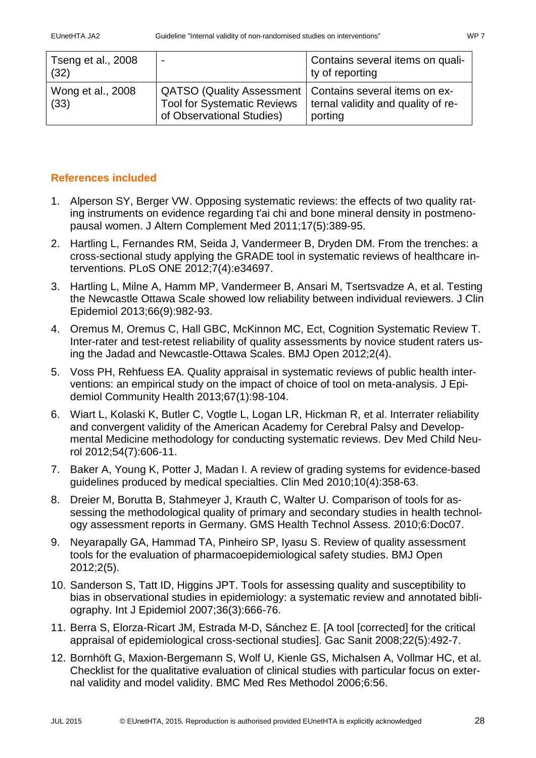| Tseng et al., 2008 (32) | - | Contains several items on quality of reporting |
|---|---|---|
| Wong et al., 2008 (33) | QATSO (Quality Assessment Tool for Systematic Reviews of Observational Studies) | Contains several items on external validity and quality of reporting |

## References included

1. Alperson SY, Berger VW. Opposing systematic reviews: the effects of two quality rating instruments on evidence regarding t'ai chi and bone mineral density in postmenopausal women. J Altern Complement Med 2011;17(5):389-95.
2. Hartling L, Fernandes RM, Seida J, Vandermeer B, Dryden DM. From the trenches: a cross-sectional study applying the GRADE tool in systematic reviews of healthcare interventions. PLoS ONE 2012;7(4):e34697.
3. Hartling L, Milne A, Hamm MP, Vandermeer B, Ansari M, Tsertsvadze A, et al. Testing the Newcastle Ottawa Scale showed low reliability between individual reviewers. J Clin Epidemiol 2013;66(9):982-93.
4. Oremus M, Oremus C, Hall GBC, McKinnon MC, Ect, Cognition Systematic Review T. Inter-rater and test-retest reliability of quality assessments by novice student raters using the Jadad and Newcastle-Ottawa Scales. BMJ Open 2012;2(4).
5. Voss PH, Rehfuess EA. Quality appraisal in systematic reviews of public health interventions: an empirical study on the impact of choice of tool on meta-analysis. J Epidemiol Community Health 2013;67(1):98-104.
6. Wiart L, Kolaski K, Butler C, Vogtle L, Logan LR, Hickman R, et al. Interrater reliability and convergent validity of the American Academy for Cerebral Palsy and Developmental Medicine methodology for conducting systematic reviews. Dev Med Child Neurol 2012;54(7):606-11.
7. Baker A, Young K, Potter J, Madan I. A review of grading systems for evidence-based guidelines produced by medical specialties. Clin Med 2010;10(4):358-63.
8. Dreier M, Borutta B, Stahmeyer J, Krauth C, Walter U. Comparison of tools for assessing the methodological quality of primary and secondary studies in health technology assessment reports in Germany. GMS Health Technol Assess. 2010;6:Doc07.
9. Neyarapally GA, Hammad TA, Pinheiro SP, Iyasu S. Review of quality assessment tools for the evaluation of pharmacoepidemiological safety studies. BMJ Open 2012;2(5).
10. Sanderson S, Tatt ID, Higgins JPT. Tools for assessing quality and susceptibility to bias in observational studies in epidemiology: a systematic review and annotated bibliography. Int J Epidemiol 2007;36(3):666-76.
11. Berra S, Elorza-Ricart JM, Estrada M-D, Sánchez E. [A tool [corrected] for the critical appraisal of epidemiological cross-sectional studies]. Gac Sanit 2008;22(5):492-7.
12. Bornhöft G, Maxion-Bergemann S, Wolf U, Kienle GS, Michalsen A, Vollmar HC, et al. Checklist for the qualitative evaluation of clinical studies with particular focus on external validity and model validity. BMC Med Res Methodol 2006;6:56.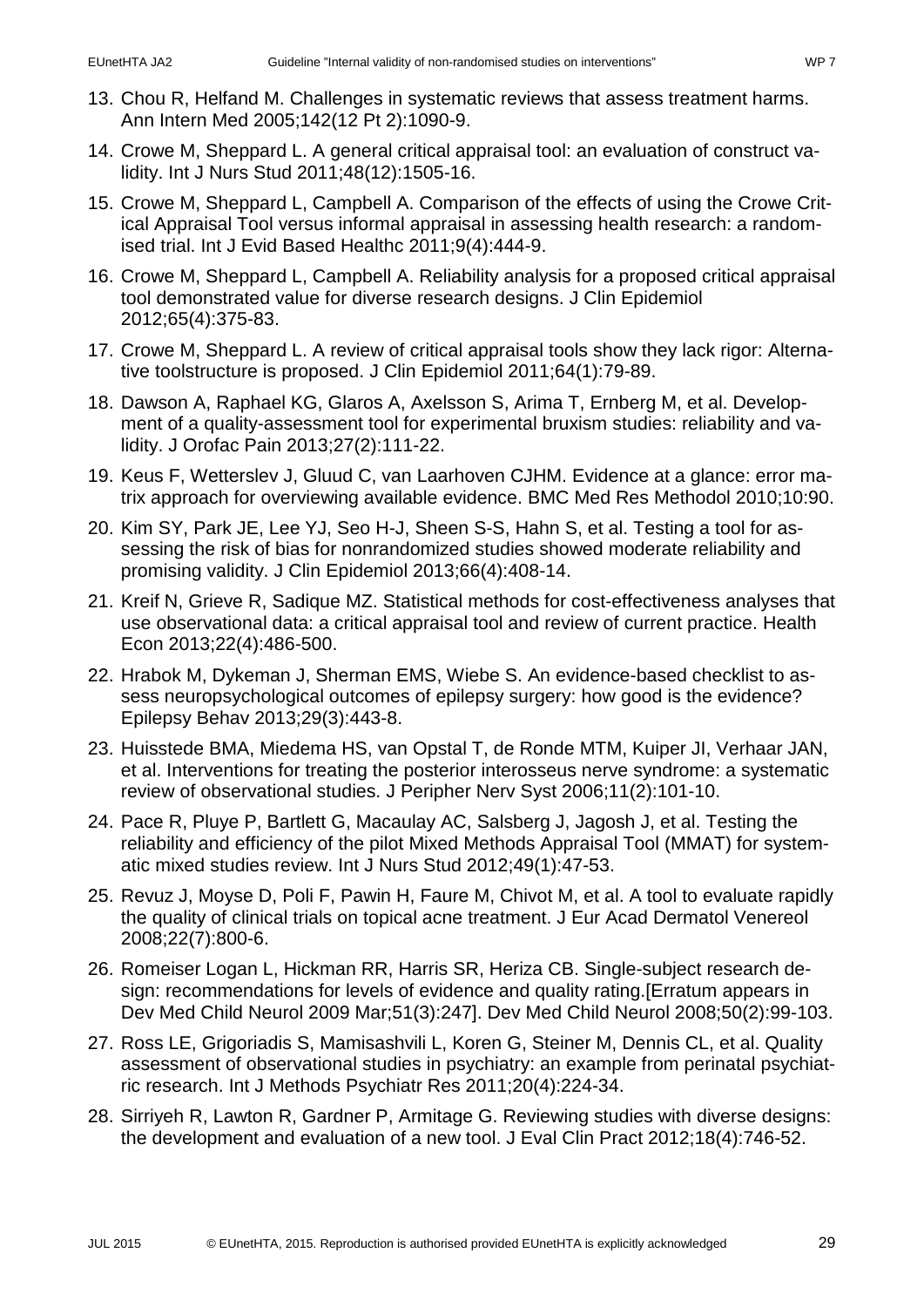13. Chou R, Helfand M. Challenges in systematic reviews that assess treatment harms. Ann Intern Med 2005;142(12 Pt 2):1090-9.
14. Crowe M, Sheppard L. A general critical appraisal tool: an evaluation of construct validity. Int J Nurs Stud 2011;48(12):1505-16.
15. Crowe M, Sheppard L, Campbell A. Comparison of the effects of using the Crowe Critical Appraisal Tool versus informal appraisal in assessing health research: a randomised trial. Int J Evid Based Healthc 2011;9(4):444-9.
16. Crowe M, Sheppard L, Campbell A. Reliability analysis for a proposed critical appraisal tool demonstrated value for diverse research designs. J Clin Epidemiol 2012;65(4):375-83.
17. Crowe M, Sheppard L. A review of critical appraisal tools show they lack rigor: Alternative toolstructure is proposed. J Clin Epidemiol 2011;64(1):79-89.
18. Dawson A, Raphael KG, Glaros A, Axelsson S, Arima T, Ernberg M, et al. Development of a quality-assessment tool for experimental bruxism studies: reliability and validity. J Orofac Pain 2013;27(2):111-22.
19. Keus F, Wetterslev J, Gluud C, van Laarhoven CJHM. Evidence at a glance: error matrix approach for overviewing available evidence. BMC Med Res Methodol 2010;10:90.
20. Kim SY, Park JE, Lee YJ, Seo H-J, Sheen S-S, Hahn S, et al. Testing a tool for assessing the risk of bias for nonrandomized studies showed moderate reliability and promising validity. J Clin Epidemiol 2013;66(4):408-14.
21. Kreif N, Grieve R, Sadique MZ. Statistical methods for cost-effectiveness analyses that use observational data: a critical appraisal tool and review of current practice. Health Econ 2013;22(4):486-500.
22. Hrabok M, Dykeman J, Sherman EMS, Wiebe S. An evidence-based checklist to assess neuropsychological outcomes of epilepsy surgery: how good is the evidence? Epilepsy Behav 2013;29(3):443-8.
23. Huisstede BMA, Miedema HS, van Opstal T, de Ronde MTM, Kuiper JI, Verhaar JAN, et al. Interventions for treating the posterior interosseus nerve syndrome: a systematic review of observational studies. J Peripher Nerv Syst 2006;11(2):101-10.
24. Pace R, Pluye P, Bartlett G, Macaulay AC, Salsberg J, Jagosh J, et al. Testing the reliability and efficiency of the pilot Mixed Methods Appraisal Tool (MMAT) for systematic mixed studies review. Int J Nurs Stud 2012;49(1):47-53.
25. Revuz J, Moyse D, Poli F, Pawin H, Faure M, Chivot M, et al. A tool to evaluate rapidly the quality of clinical trials on topical acne treatment. J Eur Acad Dermatol Venereol 2008;22(7):800-6.
26. Romeiser Logan L, Hickman RR, Harris SR, Heriza CB. Single-subject research design: recommendations for levels of evidence and quality rating.[Erratum appears in Dev Med Child Neurol 2009 Mar;51(3):247]. Dev Med Child Neurol 2008;50(2):99-103.
27. Ross LE, Grigoriadis S, Mamisashvili L, Koren G, Steiner M, Dennis CL, et al. Quality assessment of observational studies in psychiatry: an example from perinatal psychiatric research. Int J Methods Psychiatr Res 2011;20(4):224-34.
28. Sirriyeh R, Lawton R, Gardner P, Armitage G. Reviewing studies with diverse designs: the development and evaluation of a new tool. J Eval Clin Pract 2012;18(4):746-52.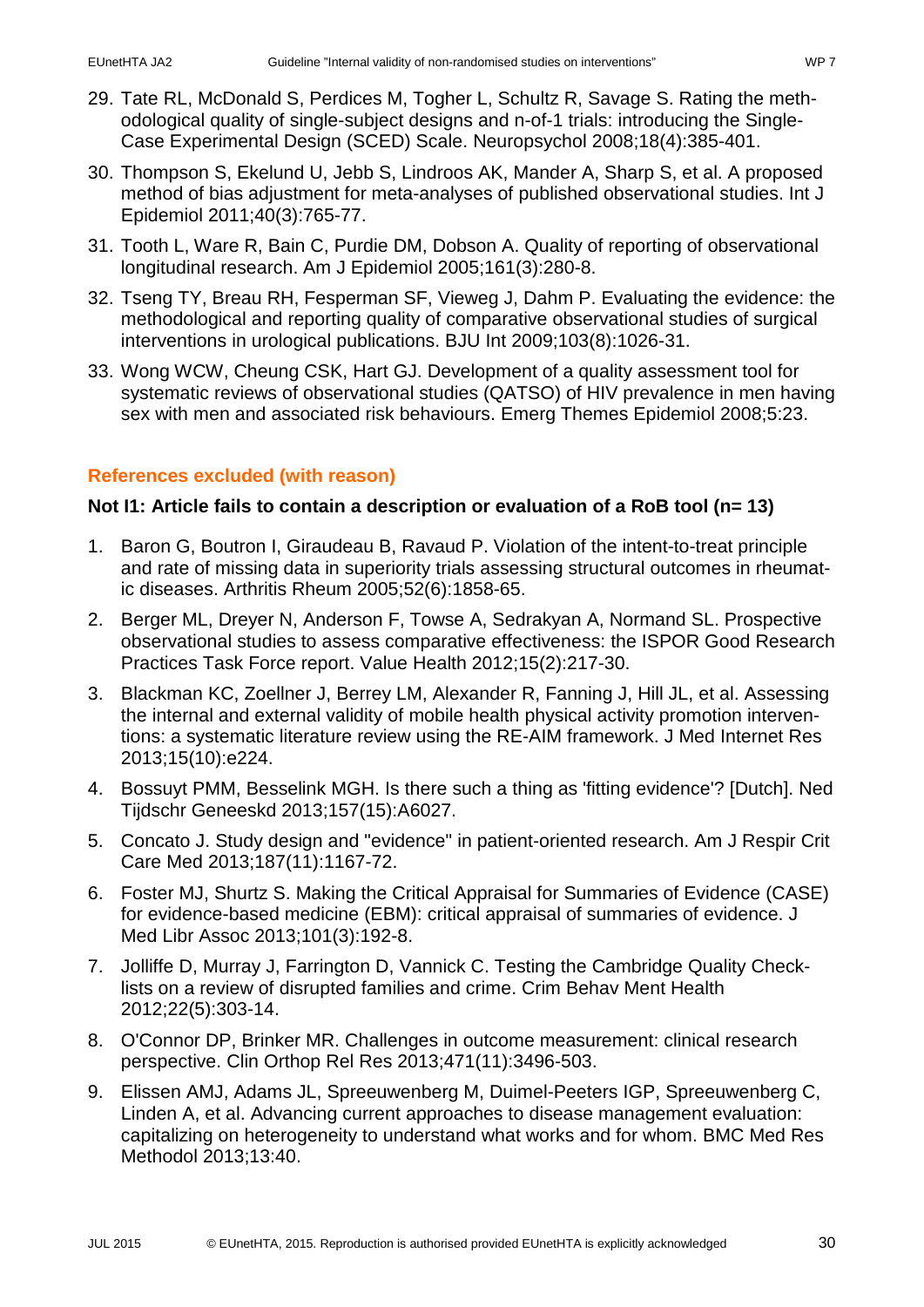29. Tate RL, McDonald S, Perdices M, Togher L, Schultz R, Savage S. Rating the methodological quality of single-subject designs and n-of-1 trials: introducing the Single-Case Experimental Design (SCED) Scale. Neuropsychol 2008;18(4):385-401.
30. Thompson S, Ekelund U, Jebb S, Lindroos AK, Mander A, Sharp S, et al. A proposed method of bias adjustment for meta-analyses of published observational studies. Int J Epidemiol 2011;40(3):765-77.
31. Tooth L, Ware R, Bain C, Purdie DM, Dobson A. Quality of reporting of observational longitudinal research. Am J Epidemiol 2005;161(3):280-8.
32. Tseng TY, Breau RH, Fesperman SF, Vieweg J, Dahm P. Evaluating the evidence: the methodological and reporting quality of comparative observational studies of surgical interventions in urological publications. BJU Int 2009;103(8):1026-31.
33. Wong WCW, Cheung CSK, Hart GJ. Development of a quality assessment tool for systematic reviews of observational studies (QATSO) of HIV prevalence in men having sex with men and associated risk behaviours. Emerg Themes Epidemiol 2008;5:23.

### References excluded (with reason)

**Not I1: Article fails to contain a description or evaluation of a RoB tool (n= 13)**

1. Baron G, Boutron I, Giraudeau B, Ravaud P. Violation of the intent-to-treat principle and rate of missing data in superiority trials assessing structural outcomes in rheumatic diseases. Arthritis Rheum 2005;52(6):1858-65.
2. Berger ML, Dreyer N, Anderson F, Towse A, Sedrakyan A, Normand SL. Prospective observational studies to assess comparative effectiveness: the ISPOR Good Research Practices Task Force report. Value Health 2012;15(2):217-30.
3. Blackman KC, Zoellner J, Berrey LM, Alexander R, Fanning J, Hill JL, et al. Assessing the internal and external validity of mobile health physical activity promotion interventions: a systematic literature review using the RE-AIM framework. J Med Internet Res 2013;15(10):e224.
4. Bossuyt PMM, Besselink MGH. Is there such a thing as 'fitting evidence'? [Dutch]. Ned Tijdschr Geneeskd 2013;157(15):A6027.
5. Concato J. Study design and "evidence" in patient-oriented research. Am J Respir Crit Care Med 2013;187(11):1167-72.
6. Foster MJ, Shurtz S. Making the Critical Appraisal for Summaries of Evidence (CASE) for evidence-based medicine (EBM): critical appraisal of summaries of evidence. J Med Libr Assoc 2013;101(3):192-8.
7. Jolliffe D, Murray J, Farrington D, Vannick C. Testing the Cambridge Quality Checklists on a review of disrupted families and crime. Crim Behav Ment Health 2012;22(5):303-14.
8. O'Connor DP, Brinker MR. Challenges in outcome measurement: clinical research perspective. Clin Orthop Rel Res 2013;471(11):3496-503.
9. Elissen AMJ, Adams JL, Spreeuwenberg M, Duimel-Peeters IGP, Spreeuwenberg C, Linden A, et al. Advancing current approaches to disease management evaluation: capitalizing on heterogeneity to understand what works and for whom. BMC Med Res Methodol 2013;13:40.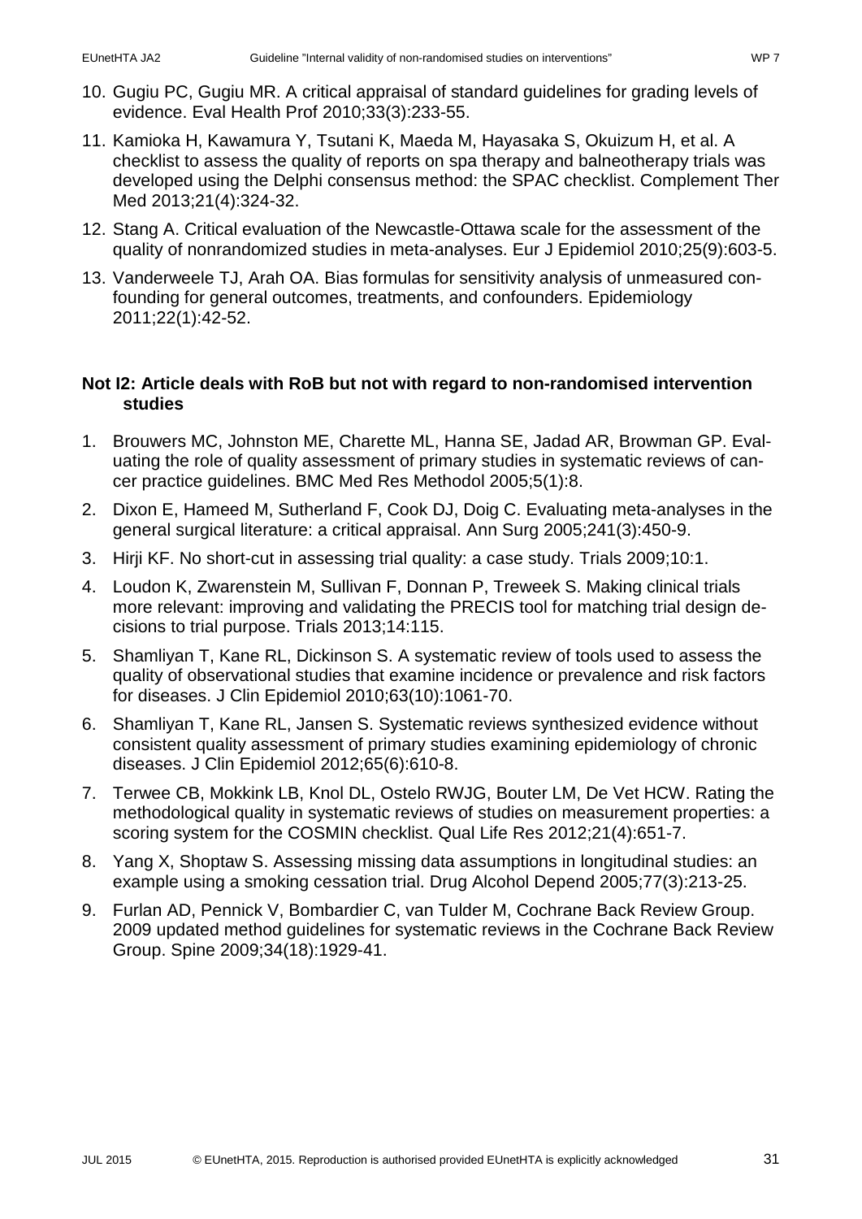10. Gugiu PC, Gugiu MR. A critical appraisal of standard guidelines for grading levels of evidence. Eval Health Prof 2010;33(3):233-55.
11. Kamioka H, Kawamura Y, Tsutani K, Maeda M, Hayasaka S, Okuizum H, et al. A checklist to assess the quality of reports on spa therapy and balneotherapy trials was developed using the Delphi consensus method: the SPAC checklist. Complement Ther Med 2013;21(4):324-32.
12. Stang A. Critical evaluation of the Newcastle-Ottawa scale for the assessment of the quality of nonrandomized studies in meta-analyses. Eur J Epidemiol 2010;25(9):603-5.
13. Vanderweele TJ, Arah OA. Bias formulas for sensitivity analysis of unmeasured confounding for general outcomes, treatments, and confounders. Epidemiology 2011;22(1):42-52.

**Not I2: Article deals with RoB but not with regard to non-randomised intervention studies**

1. Brouwers MC, Johnston ME, Charette ML, Hanna SE, Jadad AR, Browman GP. Evaluating the role of quality assessment of primary studies in systematic reviews of cancer practice guidelines. BMC Med Res Methodol 2005;5(1):8.
2. Dixon E, Hameed M, Sutherland F, Cook DJ, Doig C. Evaluating meta-analyses in the general surgical literature: a critical appraisal. Ann Surg 2005;241(3):450-9.
3. Hirji KF. No short-cut in assessing trial quality: a case study. Trials 2009;10:1.
4. Loudon K, Zwarenstein M, Sullivan F, Donnan P, Treweek S. Making clinical trials more relevant: improving and validating the PRECIS tool for matching trial design decisions to trial purpose. Trials 2013;14:115.
5. Shamliyan T, Kane RL, Dickinson S. A systematic review of tools used to assess the quality of observational studies that examine incidence or prevalence and risk factors for diseases. J Clin Epidemiol 2010;63(10):1061-70.
6. Shamliyan T, Kane RL, Jansen S. Systematic reviews synthesized evidence without consistent quality assessment of primary studies examining epidemiology of chronic diseases. J Clin Epidemiol 2012;65(6):610-8.
7. Terwee CB, Mokkink LB, Knol DL, Ostelo RWJG, Bouter LM, De Vet HCW. Rating the methodological quality in systematic reviews of studies on measurement properties: a scoring system for the COSMIN checklist. Qual Life Res 2012;21(4):651-7.
8. Yang X, Shoptaw S. Assessing missing data assumptions in longitudinal studies: an example using a smoking cessation trial. Drug Alcohol Depend 2005;77(3):213-25.
9. Furlan AD, Pennick V, Bombardier C, van Tulder M, Cochrane Back Review Group. 2009 updated method guidelines for systematic reviews in the Cochrane Back Review Group. Spine 2009;34(18):1929-41.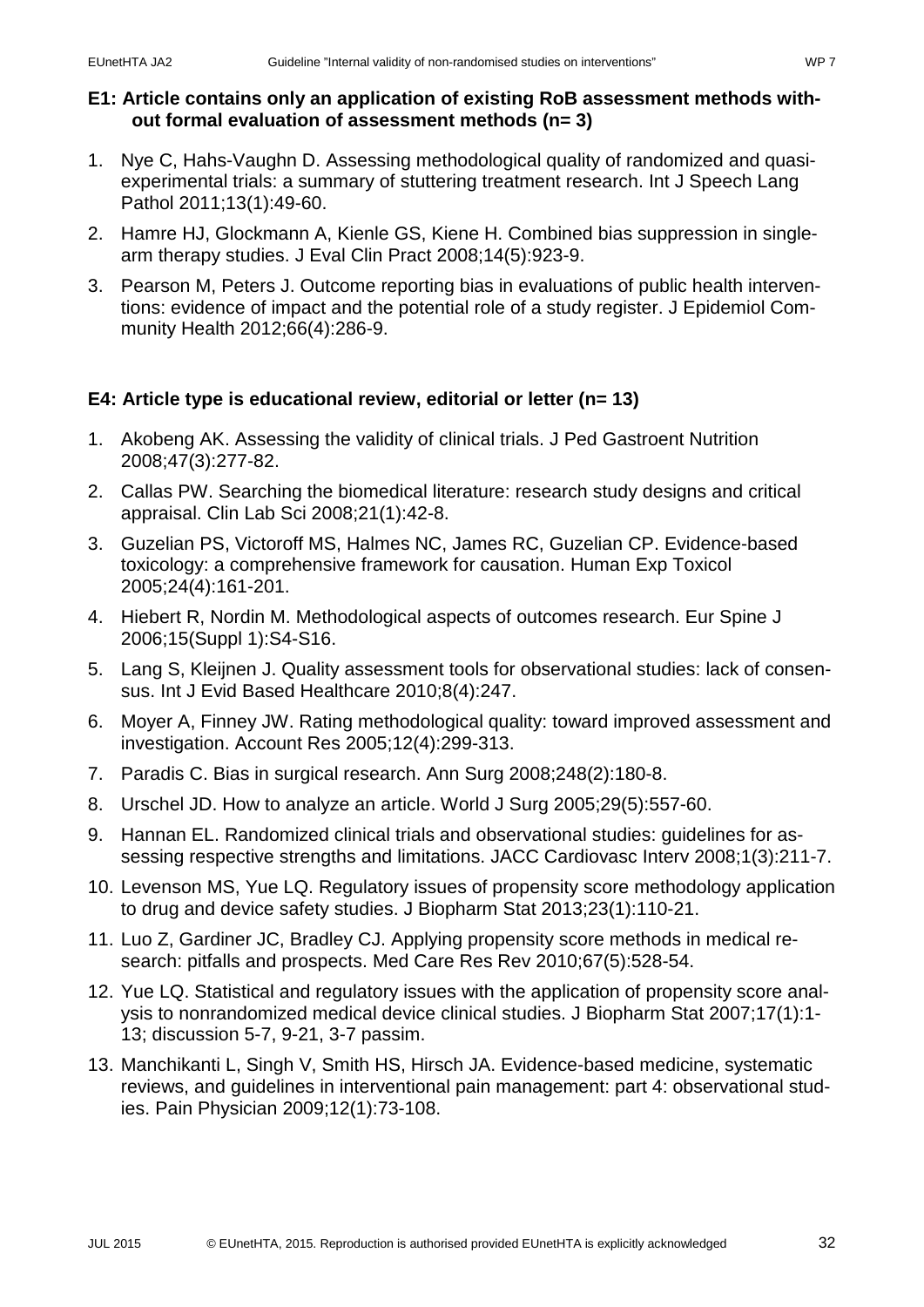**E1: Article contains only an application of existing RoB assessment methods without formal evaluation of assessment methods (n= 3)**

1. Nye C, Hahs-Vaughn D. Assessing methodological quality of randomized and quasi-experimental trials: a summary of stuttering treatment research. Int J Speech Lang Pathol 2011;13(1):49-60.
2. Hamre HJ, Glockmann A, Kienle GS, Kiene H. Combined bias suppression in single-arm therapy studies. J Eval Clin Pract 2008;14(5):923-9.
3. Pearson M, Peters J. Outcome reporting bias in evaluations of public health interventions: evidence of impact and the potential role of a study register. J Epidemiol Community Health 2012;66(4):286-9.

**E4: Article type is educational review, editorial or letter (n= 13)**

1. Akobeng AK. Assessing the validity of clinical trials. J Ped Gastroent Nutrition 2008;47(3):277-82.
2. Callas PW. Searching the biomedical literature: research study designs and critical appraisal. Clin Lab Sci 2008;21(1):42-8.
3. Guzelian PS, Victoroff MS, Halmes NC, James RC, Guzelian CP. Evidence-based toxicology: a comprehensive framework for causation. Human Exp Toxicol 2005;24(4):161-201.
4. Hiebert R, Nordin M. Methodological aspects of outcomes research. Eur Spine J 2006;15(Suppl 1):S4-S16.
5. Lang S, Kleijnen J. Quality assessment tools for observational studies: lack of consensus. Int J Evid Based Healthcare 2010;8(4):247.
6. Moyer A, Finney JW. Rating methodological quality: toward improved assessment and investigation. Account Res 2005;12(4):299-313.
7. Paradis C. Bias in surgical research. Ann Surg 2008;248(2):180-8.
8. Urschel JD. How to analyze an article. World J Surg 2005;29(5):557-60.
9. Hannan EL. Randomized clinical trials and observational studies: guidelines for assessing respective strengths and limitations. JACC Cardiovasc Interv 2008;1(3):211-7.
10. Levenson MS, Yue LQ. Regulatory issues of propensity score methodology application to drug and device safety studies. J Biopharm Stat 2013;23(1):110-21.
11. Luo Z, Gardiner JC, Bradley CJ. Applying propensity score methods in medical research: pitfalls and prospects. Med Care Res Rev 2010;67(5):528-54.
12. Yue LQ. Statistical and regulatory issues with the application of propensity score analysis to nonrandomized medical device clinical studies. J Biopharm Stat 2007;17(1):1-13; discussion 5-7, 9-21, 3-7 passim.
13. Manchikanti L, Singh V, Smith HS, Hirsch JA. Evidence-based medicine, systematic reviews, and guidelines in interventional pain management: part 4: observational studies. Pain Physician 2009;12(1):73-108.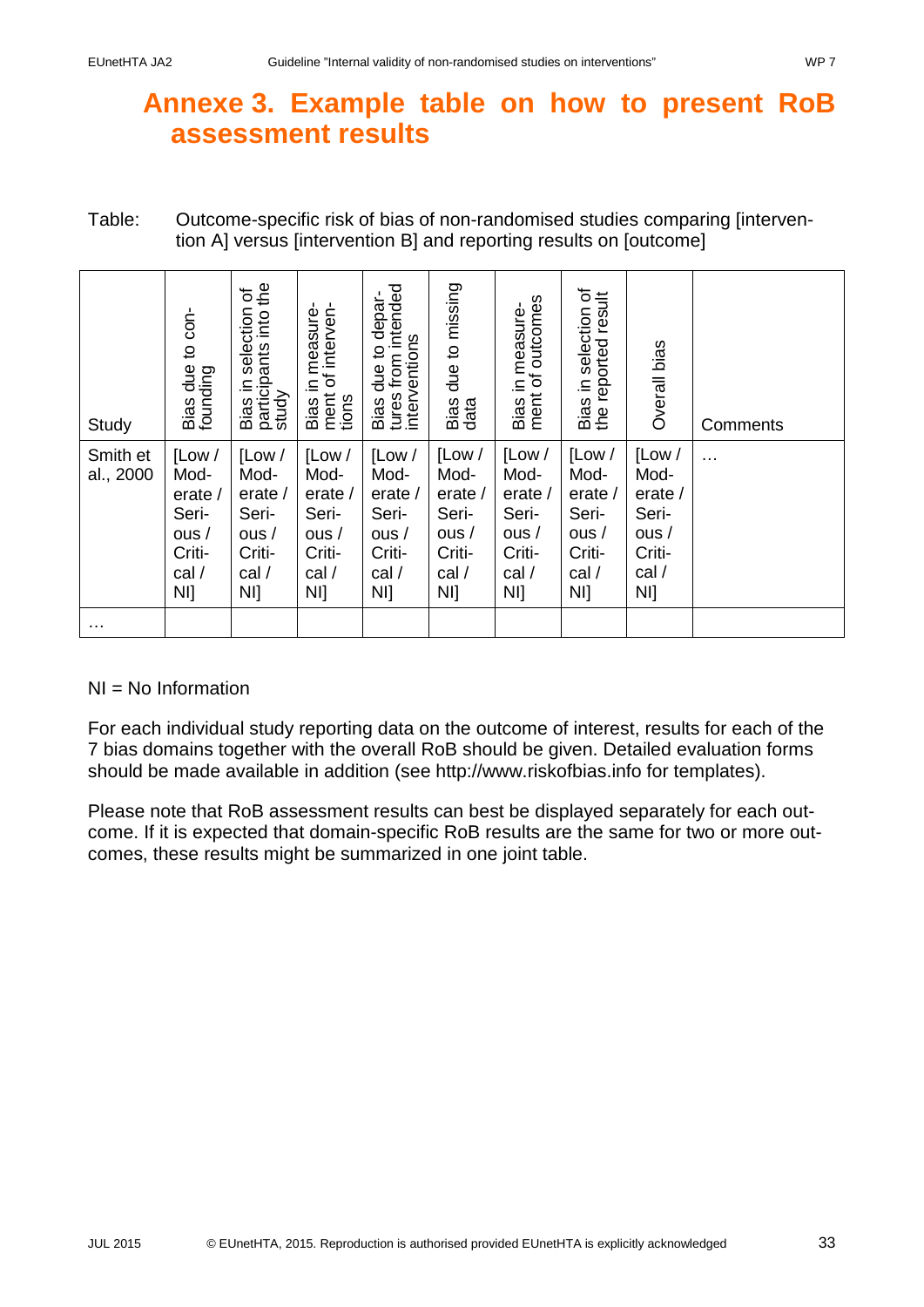# Annexe 3. Example table on how to present RoB assessment results

Table: Outcome-specific risk of bias of non-randomised studies comparing [intervention A] versus [intervention B] and reporting results on [outcome]

| Study | Bias due to confounding | Bias in selection of participants into the study | Bias in measurement of interventions | Bias due to departures from intended interventions | Bias due to missing data | Bias in measurement of outcomes | Bias in selection of the reported result | Overall bias | Comments |
|---|---|---|---|---|---|---|---|---|---|
| Smith et al., 2000 | [Low / Moderate / Serious / Critical / NI] | [Low / Moderate / Serious / Critical / NI] | [Low / Moderate / Serious / Critical / NI] | [Low / Moderate / Serious / Critical / NI] | [Low / Moderate / Serious / Critical / NI] | [Low / Moderate / Serious / Critical / NI] | [Low / Moderate / Serious / Critical / NI] | [Low / Moderate / Serious / Critical / NI] | … |
| … | | | | | | | | | |

NI = No Information

For each individual study reporting data on the outcome of interest, results for each of the 7 bias domains together with the overall RoB should be given. Detailed evaluation forms should be made available in addition (see http://www.riskofbias.info for templates).

Please note that RoB assessment results can best be displayed separately for each outcome. If it is expected that domain-specific RoB results are the same for two or more outcomes, these results might be summarized in one joint table.